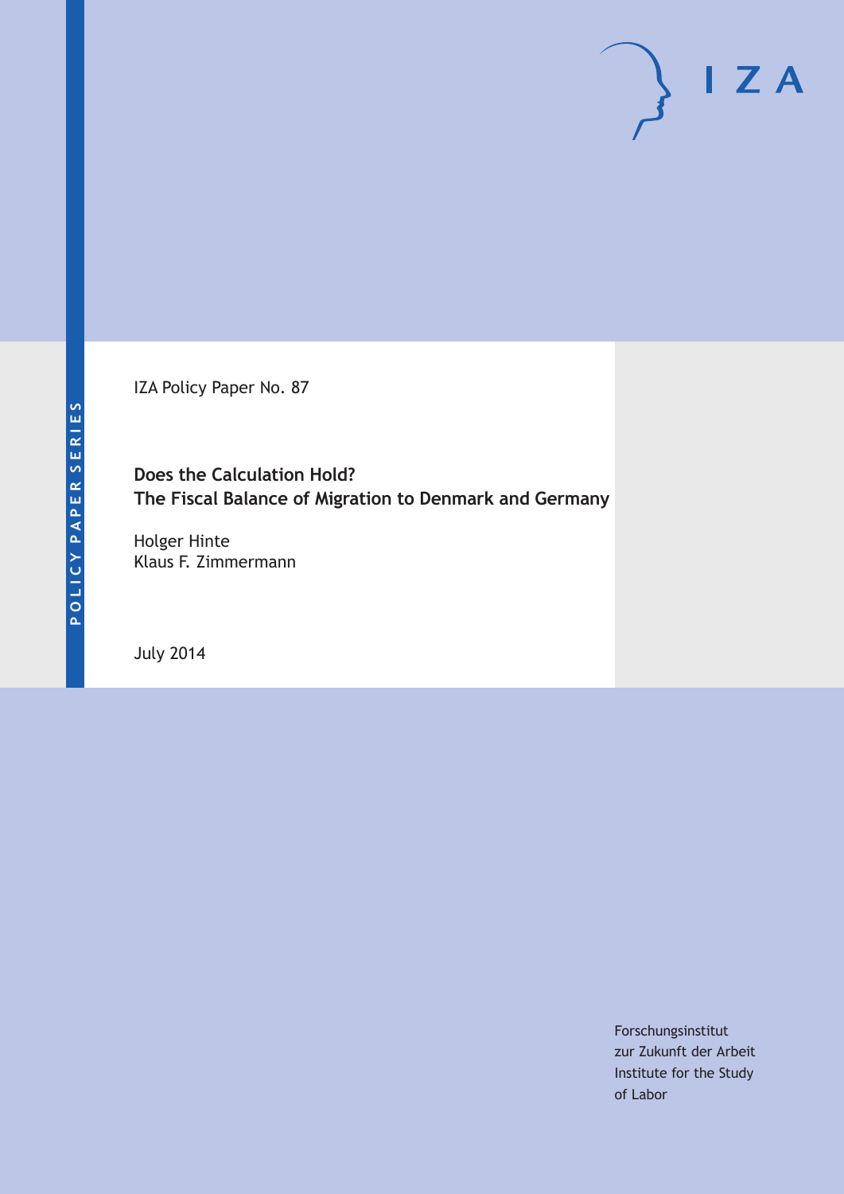IZA

POLICY PAPER SERIES

IZA Policy Paper No. 87

**Does the Calculation Hold?**
**The Fiscal Balance of Migration to Denmark and Germany**

Holger Hinte
Klaus F. Zimmermann

July 2014

Forschungsinstitut
zur Zukunft der Arbeit
Institute for the Study
of Labor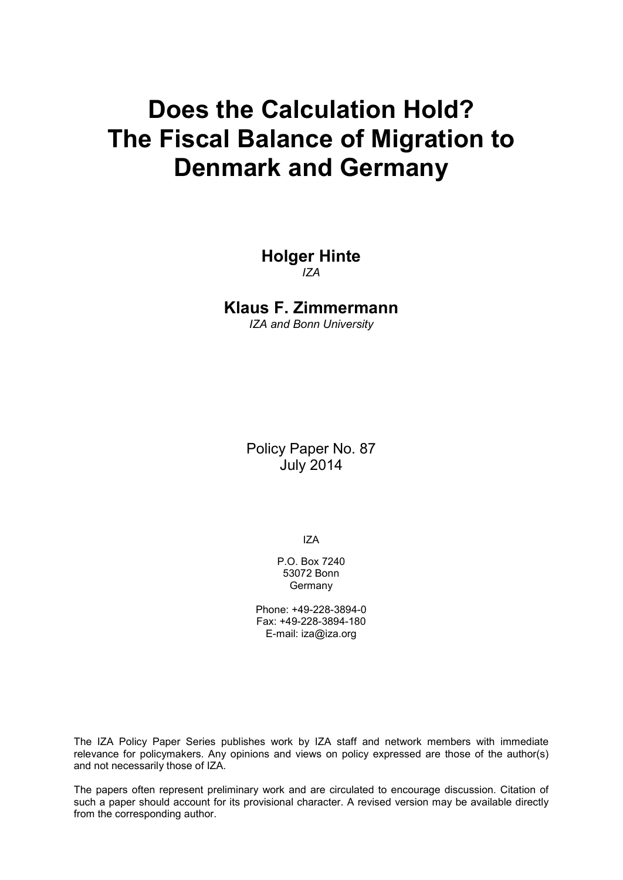# Does the Calculation Hold? The Fiscal Balance of Migration to Denmark and Germany

**Holger Hinte**
*IZA*

**Klaus F. Zimmermann**
*IZA and Bonn University*

Policy Paper No. 87
July 2014

IZA

P.O. Box 7240
53072 Bonn
Germany

Phone: +49-228-3894-0
Fax: +49-228-3894-180
E-mail: iza@iza.org

The IZA Policy Paper Series publishes work by IZA staff and network members with immediate relevance for policymakers. Any opinions and views on policy expressed are those of the author(s) and not necessarily those of IZA.

The papers often represent preliminary work and are circulated to encourage discussion. Citation of such a paper should account for its provisional character. A revised version may be available directly from the corresponding author.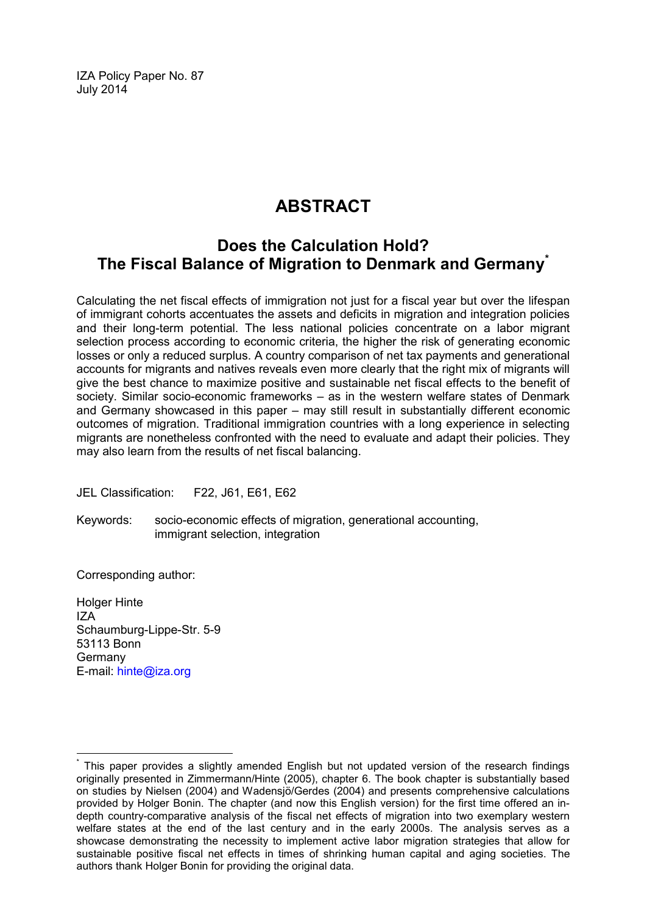IZA Policy Paper No. 87
July 2014

# ABSTRACT

## Does the Calculation Hold? The Fiscal Balance of Migration to Denmark and Germany[*]

Calculating the net fiscal effects of immigration not just for a fiscal year but over the lifespan of immigrant cohorts accentuates the assets and deficits in migration and integration policies and their long-term potential. The less national policies concentrate on a labor migrant selection process according to economic criteria, the higher the risk of generating economic losses or only a reduced surplus. A country comparison of net tax payments and generational accounts for migrants and natives reveals even more clearly that the right mix of migrants will give the best chance to maximize positive and sustainable net fiscal effects to the benefit of society. Similar socio-economic frameworks – as in the western welfare states of Denmark and Germany showcased in this paper – may still result in substantially different economic outcomes of migration. Traditional immigration countries with a long experience in selecting migrants are nonetheless confronted with the need to evaluate and adapt their policies. They may also learn from the results of net fiscal balancing.

JEL Classification: F22, J61, E61, E62

Keywords: socio-economic effects of migration, generational accounting, immigrant selection, integration

Corresponding author:

Holger Hinte
IZA
Schaumburg-Lippe-Str. 5-9
53113 Bonn
Germany
E-mail: hinte@iza.org

---

[*] This paper provides a slightly amended English but not updated version of the research findings originally presented in Zimmermann/Hinte (2005), chapter 6. The book chapter is substantially based on studies by Nielsen (2004) and Wadensjö/Gerdes (2004) and presents comprehensive calculations provided by Holger Bonin. The chapter (and now this English version) for the first time offered an in-depth country-comparative analysis of the fiscal net effects of migration into two exemplary western welfare states at the end of the last century and in the early 2000s. The analysis serves as a showcase demonstrating the necessity to implement active labor migration strategies that allow for sustainable positive fiscal net effects in times of shrinking human capital and aging societies. The authors thank Holger Bonin for providing the original data.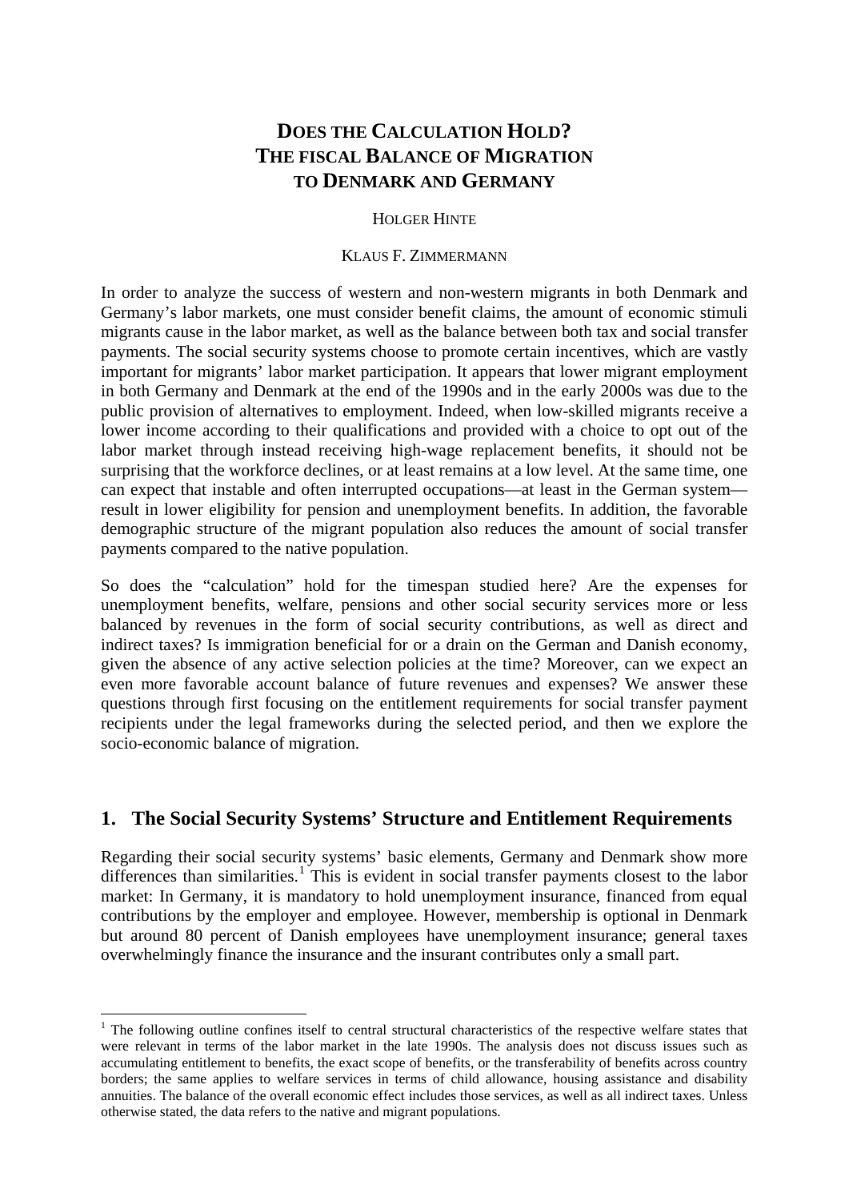# DOES THE CALCULATION HOLD? THE FISCAL BALANCE OF MIGRATION TO DENMARK AND GERMANY

HOLGER HINTE

KLAUS F. ZIMMERMANN

In order to analyze the success of western and non-western migrants in both Denmark and Germany's labor markets, one must consider benefit claims, the amount of economic stimuli migrants cause in the labor market, as well as the balance between both tax and social transfer payments. The social security systems choose to promote certain incentives, which are vastly important for migrants' labor market participation. It appears that lower migrant employment in both Germany and Denmark at the end of the 1990s and in the early 2000s was due to the public provision of alternatives to employment. Indeed, when low-skilled migrants receive a lower income according to their qualifications and provided with a choice to opt out of the labor market through instead receiving high-wage replacement benefits, it should not be surprising that the workforce declines, or at least remains at a low level. At the same time, one can expect that instable and often interrupted occupations—at least in the German system—result in lower eligibility for pension and unemployment benefits. In addition, the favorable demographic structure of the migrant population also reduces the amount of social transfer payments compared to the native population.

So does the "calculation" hold for the timespan studied here? Are the expenses for unemployment benefits, welfare, pensions and other social security services more or less balanced by revenues in the form of social security contributions, as well as direct and indirect taxes? Is immigration beneficial for or a drain on the German and Danish economy, given the absence of any active selection policies at the time? Moreover, can we expect an even more favorable account balance of future revenues and expenses? We answer these questions through first focusing on the entitlement requirements for social transfer payment recipients under the legal frameworks during the selected period, and then we explore the socio-economic balance of migration.

## 1. The Social Security Systems' Structure and Entitlement Requirements

Regarding their social security systems' basic elements, Germany and Denmark show more differences than similarities.[1] This is evident in social transfer payments closest to the labor market: In Germany, it is mandatory to hold unemployment insurance, financed from equal contributions by the employer and employee. However, membership is optional in Denmark but around 80 percent of Danish employees have unemployment insurance; general taxes overwhelmingly finance the insurance and the insurant contributes only a small part.

[1] The following outline confines itself to central structural characteristics of the respective welfare states that were relevant in terms of the labor market in the late 1990s. The analysis does not discuss issues such as accumulating entitlement to benefits, the exact scope of benefits, or the transferability of benefits across country borders; the same applies to welfare services in terms of child allowance, housing assistance and disability annuities. The balance of the overall economic effect includes those services, as well as all indirect taxes. Unless otherwise stated, the data refers to the native and migrant populations.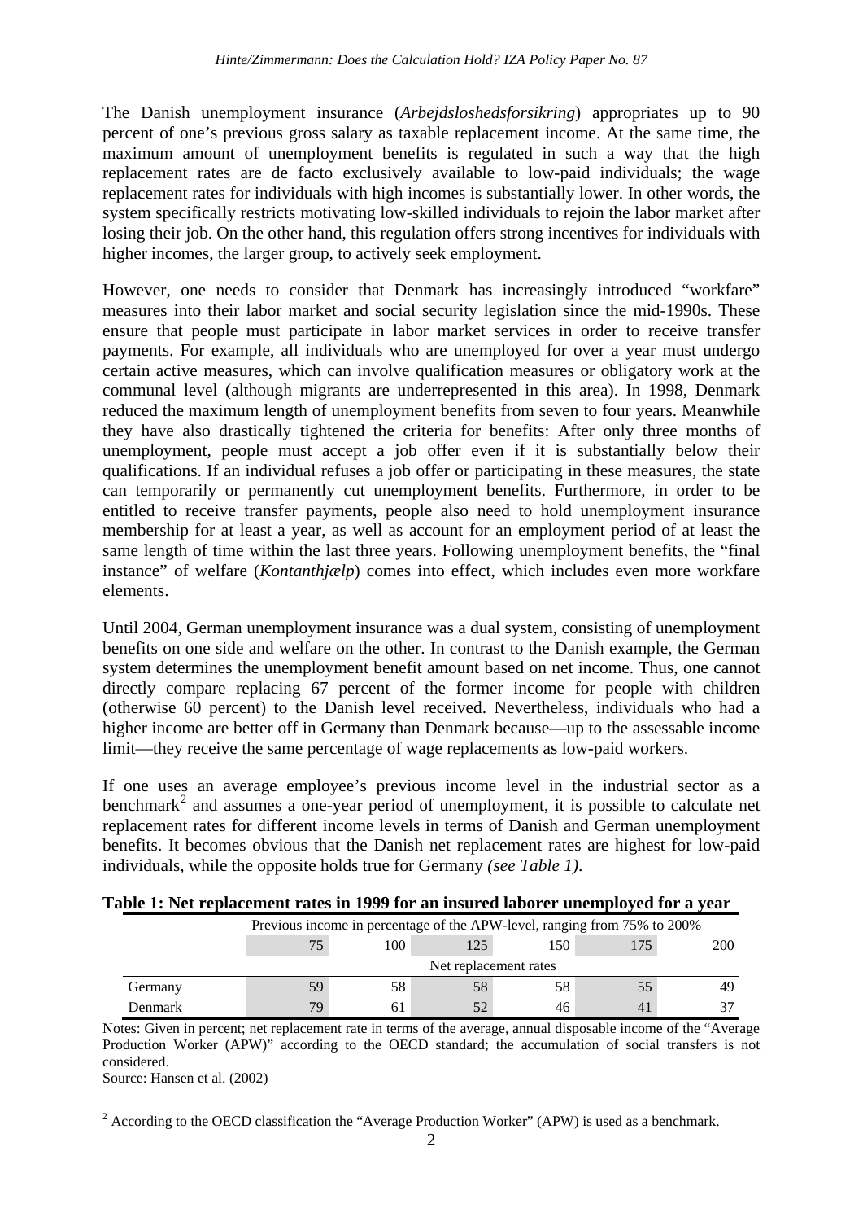The Danish unemployment insurance (*Arbejdsloshedsforsikring*) appropriates up to 90 percent of one's previous gross salary as taxable replacement income. At the same time, the maximum amount of unemployment benefits is regulated in such a way that the high replacement rates are de facto exclusively available to low-paid individuals; the wage replacement rates for individuals with high incomes is substantially lower. In other words, the system specifically restricts motivating low-skilled individuals to rejoin the labor market after losing their job. On the other hand, this regulation offers strong incentives for individuals with higher incomes, the larger group, to actively seek employment.

However, one needs to consider that Denmark has increasingly introduced "workfare" measures into their labor market and social security legislation since the mid-1990s. These ensure that people must participate in labor market services in order to receive transfer payments. For example, all individuals who are unemployed for over a year must undergo certain active measures, which can involve qualification measures or obligatory work at the communal level (although migrants are underrepresented in this area). In 1998, Denmark reduced the maximum length of unemployment benefits from seven to four years. Meanwhile they have also drastically tightened the criteria for benefits: After only three months of unemployment, people must accept a job offer even if it is substantially below their qualifications. If an individual refuses a job offer or participating in these measures, the state can temporarily or permanently cut unemployment benefits. Furthermore, in order to be entitled to receive transfer payments, people also need to hold unemployment insurance membership for at least a year, as well as account for an employment period of at least the same length of time within the last three years. Following unemployment benefits, the "final instance" of welfare (*Kontanthjælp*) comes into effect, which includes even more workfare elements.

Until 2004, German unemployment insurance was a dual system, consisting of unemployment benefits on one side and welfare on the other. In contrast to the Danish example, the German system determines the unemployment benefit amount based on net income. Thus, one cannot directly compare replacing 67 percent of the former income for people with children (otherwise 60 percent) to the Danish level received. Nevertheless, individuals who had a higher income are better off in Germany than Denmark because—up to the assessable income limit—they receive the same percentage of wage replacements as low-paid workers.

If one uses an average employee's previous income level in the industrial sector as a benchmark[2] and assumes a one-year period of unemployment, it is possible to calculate net replacement rates for different income levels in terms of Danish and German unemployment benefits. It becomes obvious that the Danish net replacement rates are highest for low-paid individuals, while the opposite holds true for Germany *(see Table 1)*.

**Table 1: Net replacement rates in 1999 for an insured laborer unemployed for a year**

| | Previous income in percentage of the APW-level, ranging from 75% to 200% | | | | | |
|---|---|---|---|---|---|---|
| | 75 | 100 | 125 | 150 | 175 | 200 |
| | Net replacement rates | | | | | |
| Germany | 59 | 58 | 58 | 58 | 55 | 49 |
| Denmark | 79 | 61 | 52 | 46 | 41 | 37 |

Notes: Given in percent; net replacement rate in terms of the average, annual disposable income of the "Average Production Worker (APW)" according to the OECD standard; the accumulation of social transfers is not considered.

Source: Hansen et al. (2002)

[2] According to the OECD classification the "Average Production Worker" (APW) is used as a benchmark.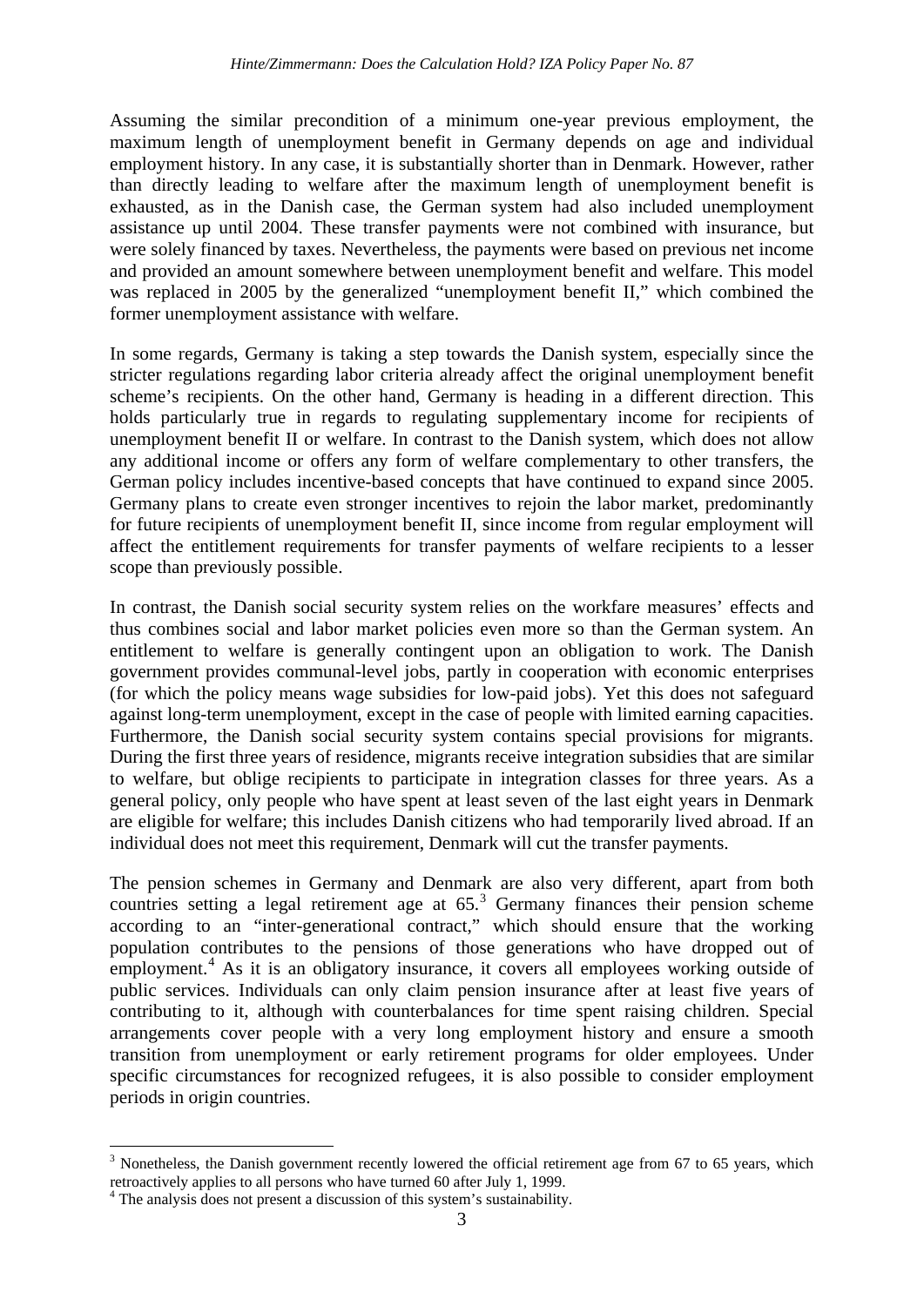Assuming the similar precondition of a minimum one-year previous employment, the maximum length of unemployment benefit in Germany depends on age and individual employment history. In any case, it is substantially shorter than in Denmark. However, rather than directly leading to welfare after the maximum length of unemployment benefit is exhausted, as in the Danish case, the German system had also included unemployment assistance up until 2004. These transfer payments were not combined with insurance, but were solely financed by taxes. Nevertheless, the payments were based on previous net income and provided an amount somewhere between unemployment benefit and welfare. This model was replaced in 2005 by the generalized "unemployment benefit II," which combined the former unemployment assistance with welfare.

In some regards, Germany is taking a step towards the Danish system, especially since the stricter regulations regarding labor criteria already affect the original unemployment benefit scheme's recipients. On the other hand, Germany is heading in a different direction. This holds particularly true in regards to regulating supplementary income for recipients of unemployment benefit II or welfare. In contrast to the Danish system, which does not allow any additional income or offers any form of welfare complementary to other transfers, the German policy includes incentive-based concepts that have continued to expand since 2005. Germany plans to create even stronger incentives to rejoin the labor market, predominantly for future recipients of unemployment benefit II, since income from regular employment will affect the entitlement requirements for transfer payments of welfare recipients to a lesser scope than previously possible.

In contrast, the Danish social security system relies on the workfare measures' effects and thus combines social and labor market policies even more so than the German system. An entitlement to welfare is generally contingent upon an obligation to work. The Danish government provides communal-level jobs, partly in cooperation with economic enterprises (for which the policy means wage subsidies for low-paid jobs). Yet this does not safeguard against long-term unemployment, except in the case of people with limited earning capacities. Furthermore, the Danish social security system contains special provisions for migrants. During the first three years of residence, migrants receive integration subsidies that are similar to welfare, but oblige recipients to participate in integration classes for three years. As a general policy, only people who have spent at least seven of the last eight years in Denmark are eligible for welfare; this includes Danish citizens who had temporarily lived abroad. If an individual does not meet this requirement, Denmark will cut the transfer payments.

The pension schemes in Germany and Denmark are also very different, apart from both countries setting a legal retirement age at 65.[3] Germany finances their pension scheme according to an "inter-generational contract," which should ensure that the working population contributes to the pensions of those generations who have dropped out of employment.[4] As it is an obligatory insurance, it covers all employees working outside of public services. Individuals can only claim pension insurance after at least five years of contributing to it, although with counterbalances for time spent raising children. Special arrangements cover people with a very long employment history and ensure a smooth transition from unemployment or early retirement programs for older employees. Under specific circumstances for recognized refugees, it is also possible to consider employment periods in origin countries.

---

[3] Nonetheless, the Danish government recently lowered the official retirement age from 67 to 65 years, which retroactively applies to all persons who have turned 60 after July 1, 1999.

[4] The analysis does not present a discussion of this system's sustainability.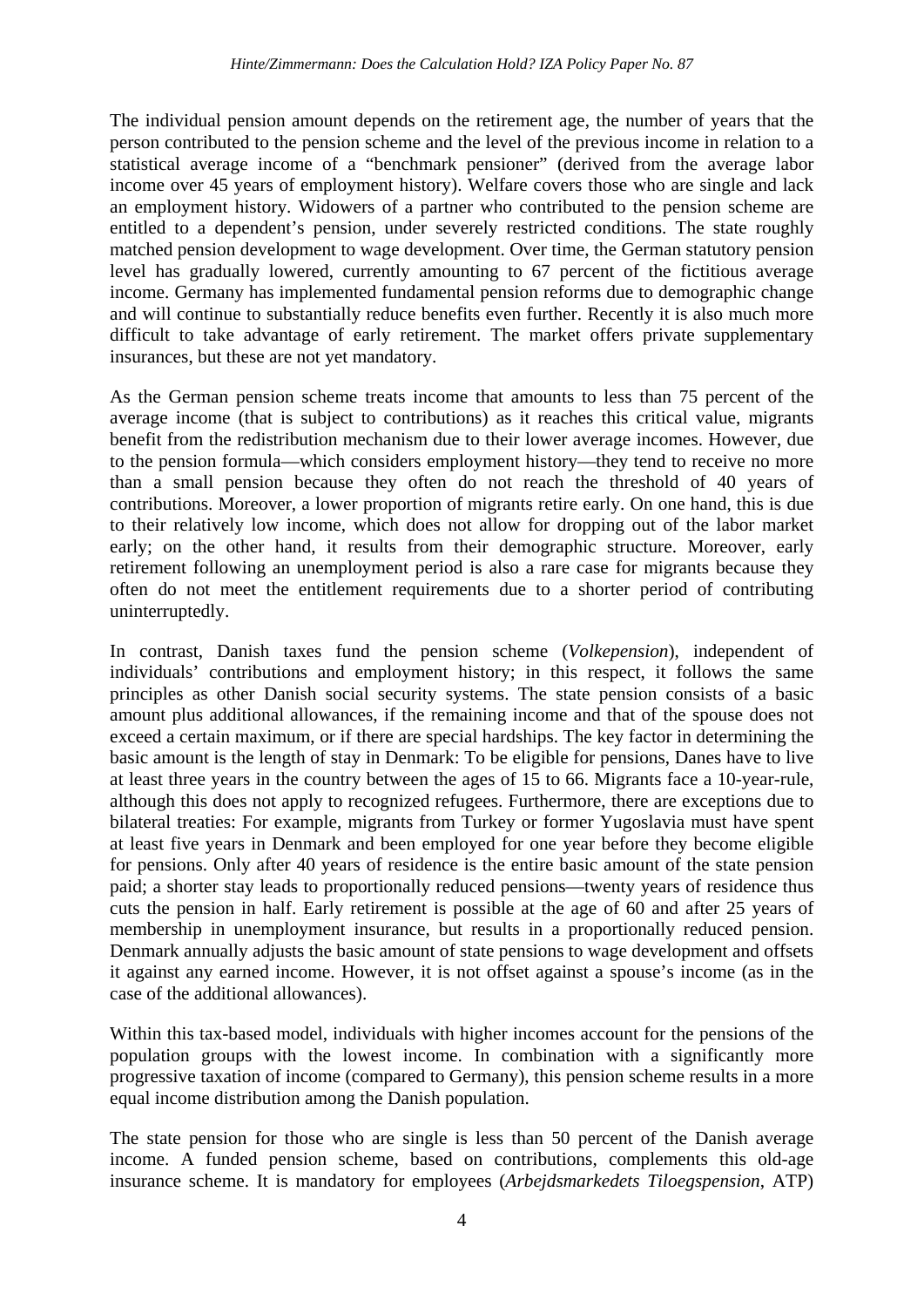The individual pension amount depends on the retirement age, the number of years that the person contributed to the pension scheme and the level of the previous income in relation to a statistical average income of a "benchmark pensioner" (derived from the average labor income over 45 years of employment history). Welfare covers those who are single and lack an employment history. Widowers of a partner who contributed to the pension scheme are entitled to a dependent's pension, under severely restricted conditions. The state roughly matched pension development to wage development. Over time, the German statutory pension level has gradually lowered, currently amounting to 67 percent of the fictitious average income. Germany has implemented fundamental pension reforms due to demographic change and will continue to substantially reduce benefits even further. Recently it is also much more difficult to take advantage of early retirement. The market offers private supplementary insurances, but these are not yet mandatory.

As the German pension scheme treats income that amounts to less than 75 percent of the average income (that is subject to contributions) as it reaches this critical value, migrants benefit from the redistribution mechanism due to their lower average incomes. However, due to the pension formula—which considers employment history—they tend to receive no more than a small pension because they often do not reach the threshold of 40 years of contributions. Moreover, a lower proportion of migrants retire early. On one hand, this is due to their relatively low income, which does not allow for dropping out of the labor market early; on the other hand, it results from their demographic structure. Moreover, early retirement following an unemployment period is also a rare case for migrants because they often do not meet the entitlement requirements due to a shorter period of contributing uninterruptedly.

In contrast, Danish taxes fund the pension scheme (*Volkepension*), independent of individuals' contributions and employment history; in this respect, it follows the same principles as other Danish social security systems. The state pension consists of a basic amount plus additional allowances, if the remaining income and that of the spouse does not exceed a certain maximum, or if there are special hardships. The key factor in determining the basic amount is the length of stay in Denmark: To be eligible for pensions, Danes have to live at least three years in the country between the ages of 15 to 66. Migrants face a 10-year-rule, although this does not apply to recognized refugees. Furthermore, there are exceptions due to bilateral treaties: For example, migrants from Turkey or former Yugoslavia must have spent at least five years in Denmark and been employed for one year before they become eligible for pensions. Only after 40 years of residence is the entire basic amount of the state pension paid; a shorter stay leads to proportionally reduced pensions—twenty years of residence thus cuts the pension in half. Early retirement is possible at the age of 60 and after 25 years of membership in unemployment insurance, but results in a proportionally reduced pension. Denmark annually adjusts the basic amount of state pensions to wage development and offsets it against any earned income. However, it is not offset against a spouse's income (as in the case of the additional allowances).

Within this tax-based model, individuals with higher incomes account for the pensions of the population groups with the lowest income. In combination with a significantly more progressive taxation of income (compared to Germany), this pension scheme results in a more equal income distribution among the Danish population.

The state pension for those who are single is less than 50 percent of the Danish average income. A funded pension scheme, based on contributions, complements this old-age insurance scheme. It is mandatory for employees (*Arbejdsmarkedets Tiloegspension*, ATP)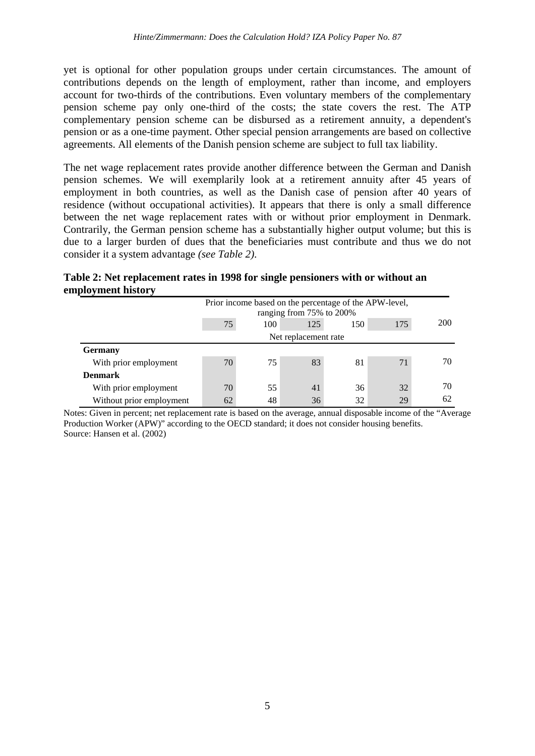yet is optional for other population groups under certain circumstances. The amount of contributions depends on the length of employment, rather than income, and employers account for two-thirds of the contributions. Even voluntary members of the complementary pension scheme pay only one-third of the costs; the state covers the rest. The ATP complementary pension scheme can be disbursed as a retirement annuity, a dependent's pension or as a one-time payment. Other special pension arrangements are based on collective agreements. All elements of the Danish pension scheme are subject to full tax liability.

The net wage replacement rates provide another difference between the German and Danish pension schemes. We will exemplarily look at a retirement annuity after 45 years of employment in both countries, as well as the Danish case of pension after 40 years of residence (without occupational activities). It appears that there is only a small difference between the net wage replacement rates with or without prior employment in Denmark. Contrarily, the German pension scheme has a substantially higher output volume; but this is due to a larger burden of dues that the beneficiaries must contribute and thus we do not consider it a system advantage *(see Table 2).*

**Table 2: Net replacement rates in 1998 for single pensioners with or without an employment history**

| | Prior income based on the percentage of the APW-level, ranging from 75% to 200% | | | | | |
|---|---|---|---|---|---|---|
| | 75 | 100 | 125 | 150 | 175 | 200 |
| | Net replacement rate | | | | | |
| **Germany** | | | | | | |
| With prior employment | 70 | 75 | 83 | 81 | 71 | 70 |
| **Denmark** | | | | | | |
| With prior employment | 70 | 55 | 41 | 36 | 32 | 70 |
| Without prior employment | 62 | 48 | 36 | 32 | 29 | 62 |

Notes: Given in percent; net replacement rate is based on the average, annual disposable income of the "Average Production Worker (APW)" according to the OECD standard; it does not consider housing benefits.
Source: Hansen et al. (2002)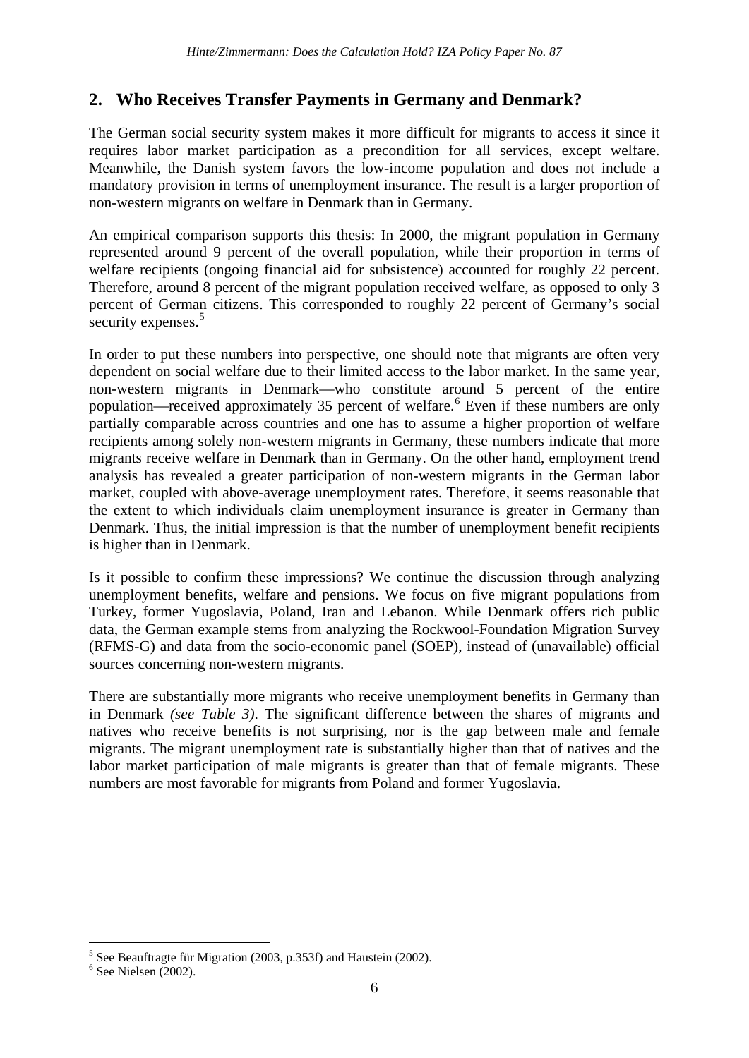## 2. Who Receives Transfer Payments in Germany and Denmark?

The German social security system makes it more difficult for migrants to access it since it requires labor market participation as a precondition for all services, except welfare. Meanwhile, the Danish system favors the low-income population and does not include a mandatory provision in terms of unemployment insurance. The result is a larger proportion of non-western migrants on welfare in Denmark than in Germany.

An empirical comparison supports this thesis: In 2000, the migrant population in Germany represented around 9 percent of the overall population, while their proportion in terms of welfare recipients (ongoing financial aid for subsistence) accounted for roughly 22 percent. Therefore, around 8 percent of the migrant population received welfare, as opposed to only 3 percent of German citizens. This corresponded to roughly 22 percent of Germany's social security expenses.[5]

In order to put these numbers into perspective, one should note that migrants are often very dependent on social welfare due to their limited access to the labor market. In the same year, non-western migrants in Denmark—who constitute around 5 percent of the entire population—received approximately 35 percent of welfare.[6] Even if these numbers are only partially comparable across countries and one has to assume a higher proportion of welfare recipients among solely non-western migrants in Germany, these numbers indicate that more migrants receive welfare in Denmark than in Germany. On the other hand, employment trend analysis has revealed a greater participation of non-western migrants in the German labor market, coupled with above-average unemployment rates. Therefore, it seems reasonable that the extent to which individuals claim unemployment insurance is greater in Germany than Denmark. Thus, the initial impression is that the number of unemployment benefit recipients is higher than in Denmark.

Is it possible to confirm these impressions? We continue the discussion through analyzing unemployment benefits, welfare and pensions. We focus on five migrant populations from Turkey, former Yugoslavia, Poland, Iran and Lebanon. While Denmark offers rich public data, the German example stems from analyzing the Rockwool-Foundation Migration Survey (RFMS-G) and data from the socio-economic panel (SOEP), instead of (unavailable) official sources concerning non-western migrants.

There are substantially more migrants who receive unemployment benefits in Germany than in Denmark *(see Table 3)*. The significant difference between the shares of migrants and natives who receive benefits is not surprising, nor is the gap between male and female migrants. The migrant unemployment rate is substantially higher than that of natives and the labor market participation of male migrants is greater than that of female migrants. These numbers are most favorable for migrants from Poland and former Yugoslavia.

---

[5] See Beauftragte für Migration (2003, p.353f) and Haustein (2002).

[6] See Nielsen (2002).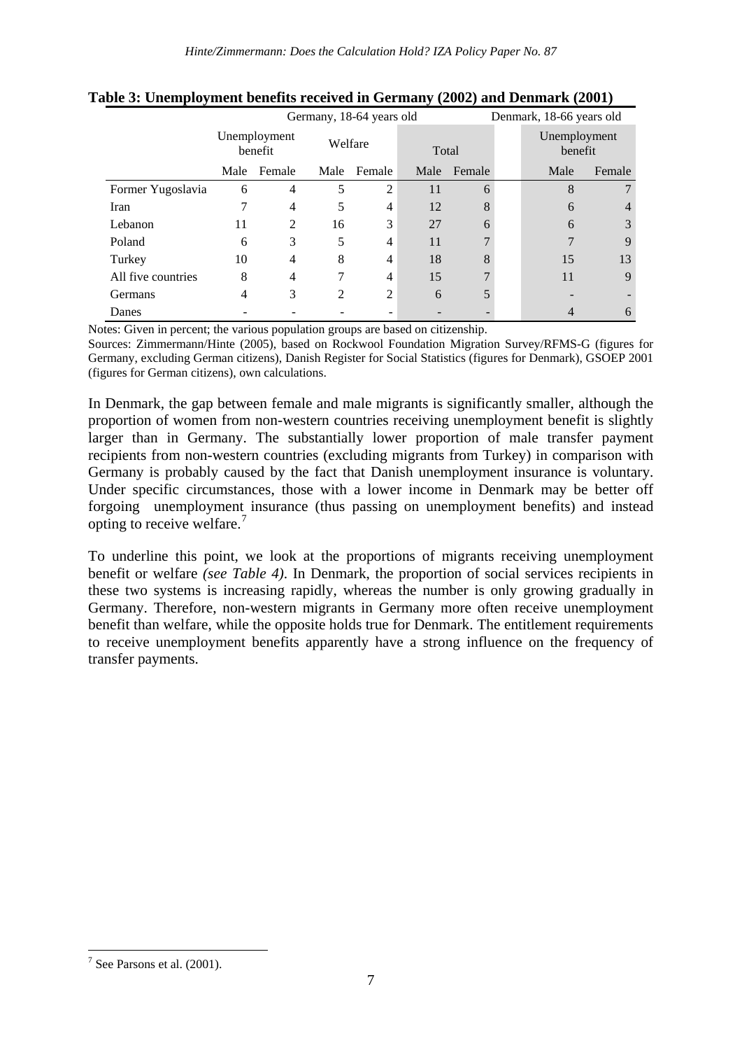**Table 3: Unemployment benefits received in Germany (2002) and Denmark (2001)**

| | Germany, 18-64 years old | | | | | | Denmark, 18-66 years old | |
|---|---|---|---|---|---|---|---|---|
| | Unemployment benefit | | Welfare | | Total | | Unemployment benefit | |
| | Male | Female | Male | Female | Male | Female | Male | Female |
| Former Yugoslavia | 6 | 4 | 5 | 2 | 11 | 6 | 8 | 7 |
| Iran | 7 | 4 | 5 | 4 | 12 | 8 | 6 | 4 |
| Lebanon | 11 | 2 | 16 | 3 | 27 | 6 | 6 | 3 |
| Poland | 6 | 3 | 5 | 4 | 11 | 7 | 7 | 9 |
| Turkey | 10 | 4 | 8 | 4 | 18 | 8 | 15 | 13 |
| All five countries | 8 | 4 | 7 | 4 | 15 | 7 | 11 | 9 |
| Germans | 4 | 3 | 2 | 2 | 6 | 5 | - | - |
| Danes | - | - | - | - | - | - | 4 | 6 |

Notes: Given in percent; the various population groups are based on citizenship.

Sources: Zimmermann/Hinte (2005), based on Rockwool Foundation Migration Survey/RFMS-G (figures for Germany, excluding German citizens), Danish Register for Social Statistics (figures for Denmark), GSOEP 2001 (figures for German citizens), own calculations.

In Denmark, the gap between female and male migrants is significantly smaller, although the proportion of women from non-western countries receiving unemployment benefit is slightly larger than in Germany. The substantially lower proportion of male transfer payment recipients from non-western countries (excluding migrants from Turkey) in comparison with Germany is probably caused by the fact that Danish unemployment insurance is voluntary. Under specific circumstances, those with a lower income in Denmark may be better off forgoing unemployment insurance (thus passing on unemployment benefits) and instead opting to receive welfare.[7]

To underline this point, we look at the proportions of migrants receiving unemployment benefit or welfare *(see Table 4)*. In Denmark, the proportion of social services recipients in these two systems is increasing rapidly, whereas the number is only growing gradually in Germany. Therefore, non-western migrants in Germany more often receive unemployment benefit than welfare, while the opposite holds true for Denmark. The entitlement requirements to receive unemployment benefits apparently have a strong influence on the frequency of transfer payments.

[7] See Parsons et al. (2001).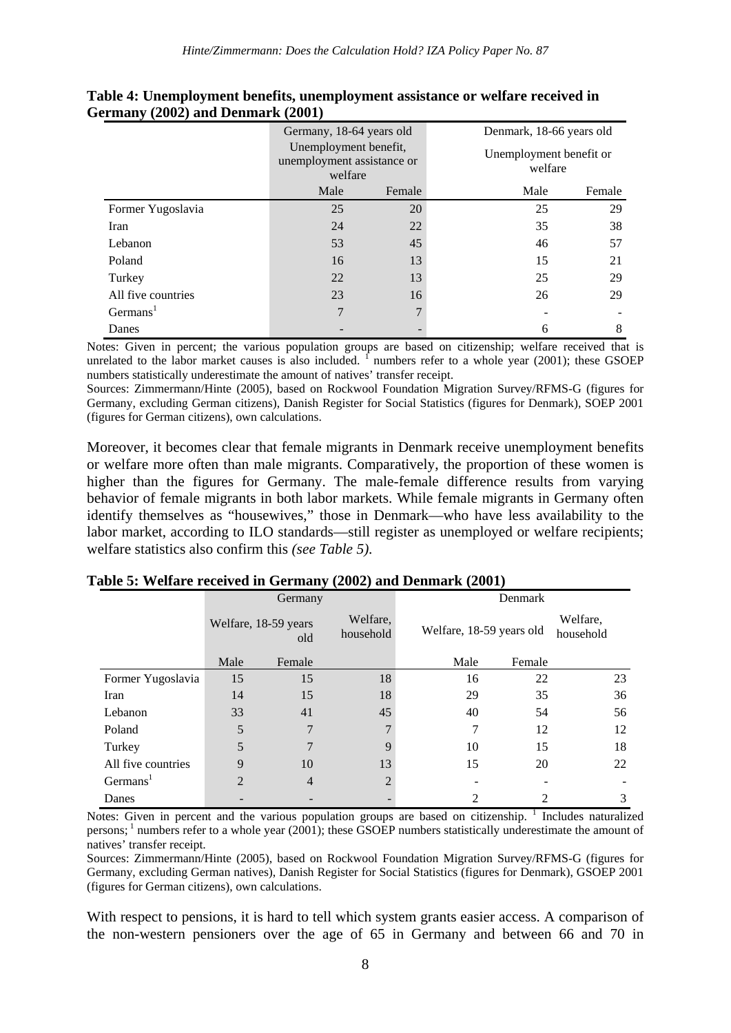**Table 4: Unemployment benefits, unemployment assistance or welfare received in Germany (2002) and Denmark (2001)**

| | Germany, 18-64 years old | | Denmark, 18-66 years old | |
|---|---|---|---|---|
| | Unemployment benefit, unemployment assistance or welfare | | Unemployment benefit or welfare | |
| | Male | Female | Male | Female |
| Former Yugoslavia | 25 | 20 | 25 | 29 |
| Iran | 24 | 22 | 35 | 38 |
| Lebanon | 53 | 45 | 46 | 57 |
| Poland | 16 | 13 | 15 | 21 |
| Turkey | 22 | 13 | 25 | 29 |
| All five countries | 23 | 16 | 26 | 29 |
| Germans[1] | 7 | 7 | - | - |
| Danes | - | - | 6 | 8 |

Notes: Given in percent; the various population groups are based on citizenship; welfare received that is unrelated to the labor market causes is also included. [1] numbers refer to a whole year (2001); these GSOEP numbers statistically underestimate the amount of natives' transfer receipt.

Sources: Zimmermann/Hinte (2005), based on Rockwool Foundation Migration Survey/RFMS-G (figures for Germany, excluding German citizens), Danish Register for Social Statistics (figures for Denmark), SOEP 2001 (figures for German citizens), own calculations.

Moreover, it becomes clear that female migrants in Denmark receive unemployment benefits or welfare more often than male migrants. Comparatively, the proportion of these women is higher than the figures for Germany. The male-female difference results from varying behavior of female migrants in both labor markets. While female migrants in Germany often identify themselves as "housewives," those in Denmark—who have less availability to the labor market, according to ILO standards—still register as unemployed or welfare recipients; welfare statistics also confirm this *(see Table 5)*.

**Table 5: Welfare received in Germany (2002) and Denmark (2001)**

| | Germany | | | Denmark | | |
|---|---|---|---|---|---|---|
| | Welfare, 18-59 years old | | Welfare, household | Welfare, 18-59 years old | | Welfare, household |
| | Male | Female | | Male | Female | |
| Former Yugoslavia | 15 | 15 | 18 | 16 | 22 | 23 |
| Iran | 14 | 15 | 18 | 29 | 35 | 36 |
| Lebanon | 33 | 41 | 45 | 40 | 54 | 56 |
| Poland | 5 | 7 | 7 | 7 | 12 | 12 |
| Turkey | 5 | 7 | 9 | 10 | 15 | 18 |
| All five countries | 9 | 10 | 13 | 15 | 20 | 22 |
| Germans[1] | 2 | 4 | 2 | - | - | - |
| Danes | - | - | - | 2 | 2 | 3 |

Notes: Given in percent and the various population groups are based on citizenship. [1] Includes naturalized persons; [1] numbers refer to a whole year (2001); these GSOEP numbers statistically underestimate the amount of natives' transfer receipt.

Sources: Zimmermann/Hinte (2005), based on Rockwool Foundation Migration Survey/RFMS-G (figures for Germany, excluding German natives), Danish Register for Social Statistics (figures for Denmark), GSOEP 2001 (figures for German citizens), own calculations.

With respect to pensions, it is hard to tell which system grants easier access. A comparison of the non-western pensioners over the age of 65 in Germany and between 66 and 70 in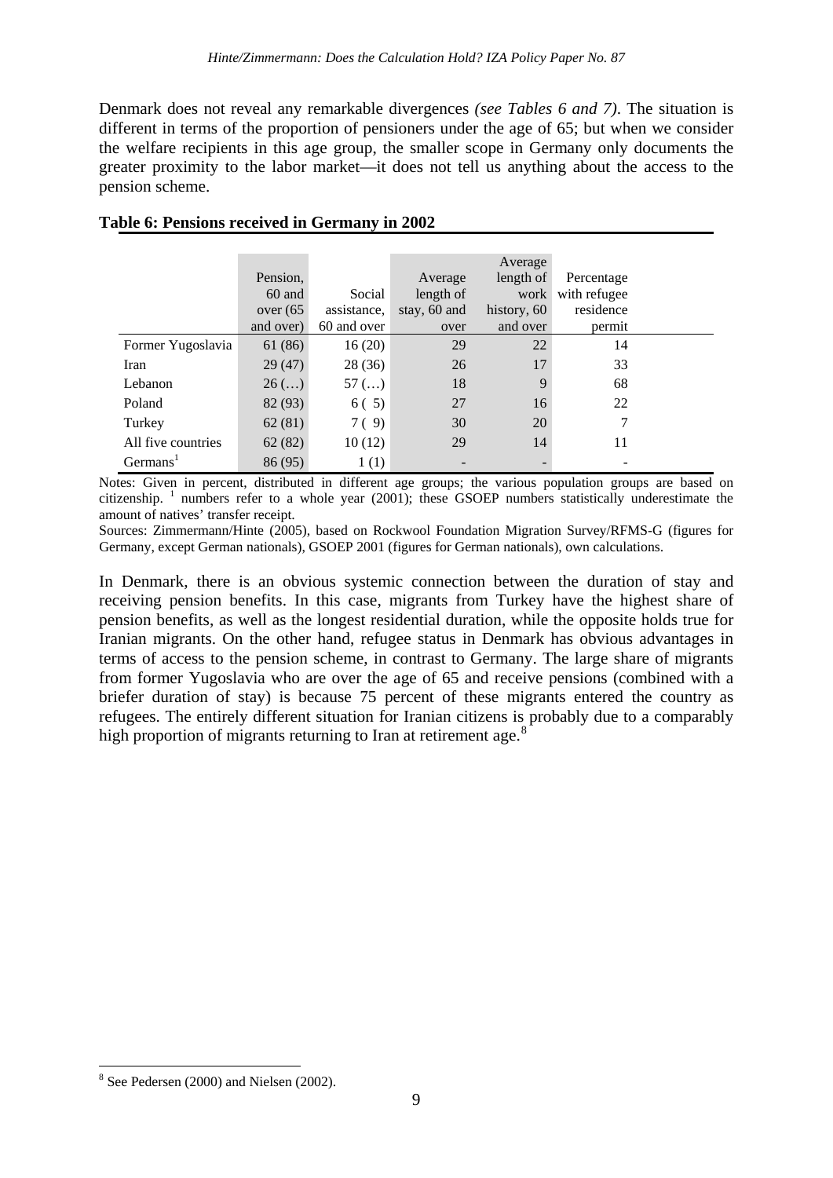Denmark does not reveal any remarkable divergences *(see Tables 6 and 7)*. The situation is different in terms of the proportion of pensioners under the age of 65; but when we consider the welfare recipients in this age group, the smaller scope in Germany only documents the greater proximity to the labor market—it does not tell us anything about the access to the pension scheme.

**Table 6: Pensions received in Germany in 2002**

| | Pension, 60 and over (65 and over) | Social assistance, 60 and over | Average length of stay, 60 and over | Average length of work history, 60 and over | Percentage with refugee residence permit |
|---|---|---|---|---|---|
| Former Yugoslavia | 61 (86) | 16 (20) | 29 | 22 | 14 |
| Iran | 29 (47) | 28 (36) | 26 | 17 | 33 |
| Lebanon | 26 (…) | 57 (…) | 18 | 9 | 68 |
| Poland | 82 (93) | 6 ( 5) | 27 | 16 | 22 |
| Turkey | 62 (81) | 7 ( 9) | 30 | 20 | 7 |
| All five countries | 62 (82) | 10 (12) | 29 | 14 | 11 |
| Germans[1] | 86 (95) | 1 (1) | - | - | - |

Notes: Given in percent, distributed in different age groups; the various population groups are based on citizenship. [1] numbers refer to a whole year (2001); these GSOEP numbers statistically underestimate the amount of natives' transfer receipt.

Sources: Zimmermann/Hinte (2005), based on Rockwool Foundation Migration Survey/RFMS-G (figures for Germany, except German nationals), GSOEP 2001 (figures for German nationals), own calculations.

In Denmark, there is an obvious systemic connection between the duration of stay and receiving pension benefits. In this case, migrants from Turkey have the highest share of pension benefits, as well as the longest residential duration, while the opposite holds true for Iranian migrants. On the other hand, refugee status in Denmark has obvious advantages in terms of access to the pension scheme, in contrast to Germany. The large share of migrants from former Yugoslavia who are over the age of 65 and receive pensions (combined with a briefer duration of stay) is because 75 percent of these migrants entered the country as refugees. The entirely different situation for Iranian citizens is probably due to a comparably high proportion of migrants returning to Iran at retirement age.[8]

[8] See Pedersen (2000) and Nielsen (2002).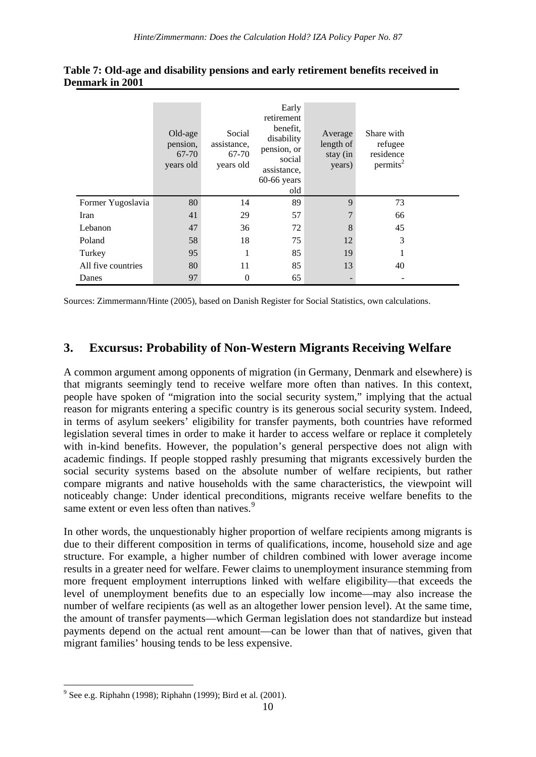**Table 7: Old-age and disability pensions and early retirement benefits received in Denmark in 2001**

| | Old-age pension, 67-70 years old | Social assistance, 67-70 years old | Early retirement benefit, disability pension, or social assistance, 60-66 years old | Average length of stay (in years) | Share with refugee residence permits[2] |
|---|---|---|---|---|---|
| Former Yugoslavia | 80 | 14 | 89 | 9 | 73 |
| Iran | 41 | 29 | 57 | 7 | 66 |
| Lebanon | 47 | 36 | 72 | 8 | 45 |
| Poland | 58 | 18 | 75 | 12 | 3 |
| Turkey | 95 | 1 | 85 | 19 | 1 |
| All five countries | 80 | 11 | 85 | 13 | 40 |
| Danes | 97 | 0 | 65 | - | - |

Sources: Zimmermann/Hinte (2005), based on Danish Register for Social Statistics, own calculations.

## 3. Excursus: Probability of Non-Western Migrants Receiving Welfare

A common argument among opponents of migration (in Germany, Denmark and elsewhere) is that migrants seemingly tend to receive welfare more often than natives. In this context, people have spoken of "migration into the social security system," implying that the actual reason for migrants entering a specific country is its generous social security system. Indeed, in terms of asylum seekers' eligibility for transfer payments, both countries have reformed legislation several times in order to make it harder to access welfare or replace it completely with in-kind benefits. However, the population's general perspective does not align with academic findings. If people stopped rashly presuming that migrants excessively burden the social security systems based on the absolute number of welfare recipients, but rather compare migrants and native households with the same characteristics, the viewpoint will noticeably change: Under identical preconditions, migrants receive welfare benefits to the same extent or even less often than natives.[9]

In other words, the unquestionably higher proportion of welfare recipients among migrants is due to their different composition in terms of qualifications, income, household size and age structure. For example, a higher number of children combined with lower average income results in a greater need for welfare. Fewer claims to unemployment insurance stemming from more frequent employment interruptions linked with welfare eligibility—that exceeds the level of unemployment benefits due to an especially low income—may also increase the number of welfare recipients (as well as an altogether lower pension level). At the same time, the amount of transfer payments—which German legislation does not standardize but instead payments depend on the actual rent amount—can be lower than that of natives, given that migrant families' housing tends to be less expensive.

[9] See e.g. Riphahn (1998); Riphahn (1999); Bird et al. (2001).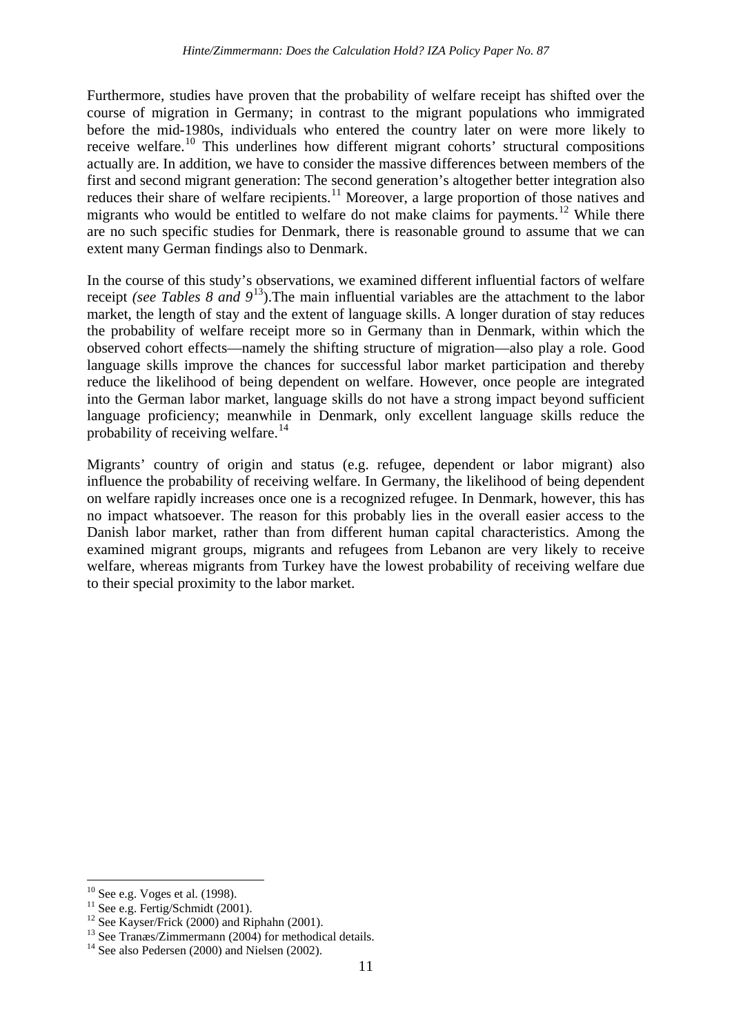Furthermore, studies have proven that the probability of welfare receipt has shifted over the course of migration in Germany; in contrast to the migrant populations who immigrated before the mid-1980s, individuals who entered the country later on were more likely to receive welfare.[10] This underlines how different migrant cohorts' structural compositions actually are. In addition, we have to consider the massive differences between members of the first and second migrant generation: The second generation's altogether better integration also reduces their share of welfare recipients.[11] Moreover, a large proportion of those natives and migrants who would be entitled to welfare do not make claims for payments.[12] While there are no such specific studies for Denmark, there is reasonable ground to assume that we can extent many German findings also to Denmark.

In the course of this study's observations, we examined different influential factors of welfare receipt *(see Tables 8 and 9*[13]).The main influential variables are the attachment to the labor market, the length of stay and the extent of language skills. A longer duration of stay reduces the probability of welfare receipt more so in Germany than in Denmark, within which the observed cohort effects—namely the shifting structure of migration—also play a role. Good language skills improve the chances for successful labor market participation and thereby reduce the likelihood of being dependent on welfare. However, once people are integrated into the German labor market, language skills do not have a strong impact beyond sufficient language proficiency; meanwhile in Denmark, only excellent language skills reduce the probability of receiving welfare.[14]

Migrants' country of origin and status (e.g. refugee, dependent or labor migrant) also influence the probability of receiving welfare. In Germany, the likelihood of being dependent on welfare rapidly increases once one is a recognized refugee. In Denmark, however, this has no impact whatsoever. The reason for this probably lies in the overall easier access to the Danish labor market, rather than from different human capital characteristics. Among the examined migrant groups, migrants and refugees from Lebanon are very likely to receive welfare, whereas migrants from Turkey have the lowest probability of receiving welfare due to their special proximity to the labor market.

---

[10] See e.g. Voges et al. (1998).

[11] See e.g. Fertig/Schmidt (2001).

[12] See Kayser/Frick (2000) and Riphahn (2001).

[13] See Tranæs/Zimmermann (2004) for methodical details.

[14] See also Pedersen (2000) and Nielsen (2002).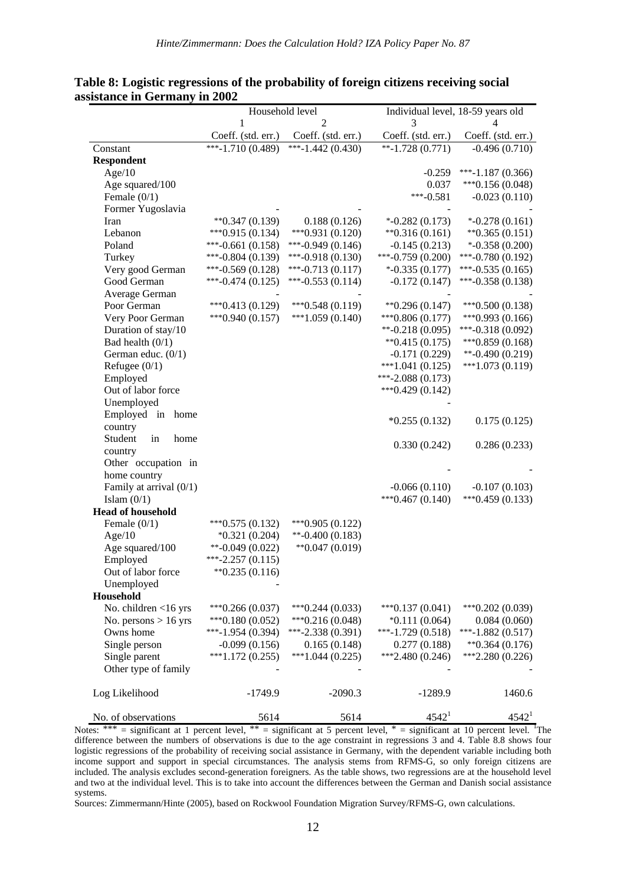**Table 8: Logistic regressions of the probability of foreign citizens receiving social assistance in Germany in 2002**

| | Household level | | Individual level, 18-59 years old | |
|---|---|---|---|---|
| | 1 | 2 | 3 | 4 |
| | Coeff. (std. err.) | Coeff. (std. err.) | Coeff. (std. err.) | Coeff. (std. err.) |
| Constant | ***-1.710 (0.489) | ***-1.442 (0.430) | **-1.728 (0.771) | -0.496 (0.710) |
| **Respondent** | | | | |
| Age/10 | | | -0.259 | ***-1.187 (0.366) |
| Age squared/100 | | | 0.037 | ***0.156 (0.048) |
| Female (0/1) | | | ***-0.581 | -0.023 (0.110) |
| Former Yugoslavia | - | - | - | - |
| Iran | **0.347 (0.139) | 0.188 (0.126) | *-0.282 (0.173) | *-0.278 (0.161) |
| Lebanon | ***0.915 (0.134) | ***0.931 (0.120) | **0.316 (0.161) | **0.365 (0.151) |
| Poland | ***-0.661 (0.158) | ***-0.949 (0.146) | -0.145 (0.213) | *-0.358 (0.200) |
| Turkey | ***-0.804 (0.139) | ***-0.918 (0.130) | ***-0.759 (0.200) | ***-0.780 (0.192) |
| Very good German | ***-0.569 (0.128) | ***-0.713 (0.117) | *-0.335 (0.177) | ***-0.535 (0.165) |
| Good German | ***-0.474 (0.125) | ***-0.553 (0.114) | -0.172 (0.147) | ***-0.358 (0.138) |
| Average German | - | - | - | - |
| Poor German | ***0.413 (0.129) | ***0.548 (0.119) | **0.296 (0.147) | ***0.500 (0.138) |
| Very Poor German | ***0.940 (0.157) | ***1.059 (0.140) | ***0.806 (0.177) | ***0.993 (0.166) |
| Duration of stay/10 | | | **-0.218 (0.095) | ***-0.318 (0.092) |
| Bad health (0/1) | | | **0.415 (0.175) | ***0.859 (0.168) |
| German educ. (0/1) | | | -0.171 (0.229) | **-0.490 (0.219) |
| Refugee (0/1) | | | ***1.041 (0.125) | ***1.073 (0.119) |
| Employed | | | ***-2.088 (0.173) | |
| Out of labor force | | | ***0.429 (0.142) | |
| Unemployed | | | - | |
| Employed in home country | | | *0.255 (0.132) | 0.175 (0.125) |
| Student in home country | | | 0.330 (0.242) | 0.286 (0.233) |
| Other occupation in home country | | | - | - |
| Family at arrival (0/1) | | | -0.066 (0.110) | -0.107 (0.103) |
| Islam (0/1) | | | ***0.467 (0.140) | ***0.459 (0.133) |
| **Head of household** | | | | |
| Female (0/1) | ***0.575 (0.132) | ***0.905 (0.122) | | |
| Age/10 | *0.321 (0.204) | **-0.400 (0.183) | | |
| Age squared/100 | **-0.049 (0.022) | **0.047 (0.019) | | |
| Employed | ***-2.257 (0.115) | | | |
| Out of labor force | **0.235 (0.116) | | | |
| Unemployed | - | | | |
| **Household** | | | | |
| No. children <16 yrs | ***0.266 (0.037) | ***0.244 (0.033) | ***0.137 (0.041) | ***0.202 (0.039) |
| No. persons > 16 yrs | ***0.180 (0.052) | ***0.216 (0.048) | *0.111 (0.064) | 0.084 (0.060) |
| Owns home | ***-1.954 (0.394) | ***-2.338 (0.391) | ***-1.729 (0.518) | ***-1.882 (0.517) |
| Single person | -0.099 (0.156) | 0.165 (0.148) | 0.277 (0.188) | **0.364 (0.176) |
| Single parent | ***1.172 (0.255) | ***1.044 (0.225) | ***2.480 (0.246) | ***2.280 (0.226) |
| Other type of family | - | - | - | - |
| Log Likelihood | -1749.9 | -2090.3 | -1289.9 | 1460.6 |
| No. of observations | 5614 | 5614 | 4542[1] | 4542[1] |

Notes: *** = significant at 1 percent level, ** = significant at 5 percent level, * = significant at 10 percent level. [1]The difference between the numbers of observations is due to the age constraint in regressions 3 and 4. Table 8.8 shows four logistic regressions of the probability of receiving social assistance in Germany, with the dependent variable including both income support and support in special circumstances. The analysis stems from RFMS-G, so only foreign citizens are included. The analysis excludes second-generation foreigners. As the table shows, two regressions are at the household level and two at the individual level. This is to take into account the differences between the German and Danish social assistance systems.

Sources: Zimmermann/Hinte (2005), based on Rockwool Foundation Migration Survey/RFMS-G, own calculations.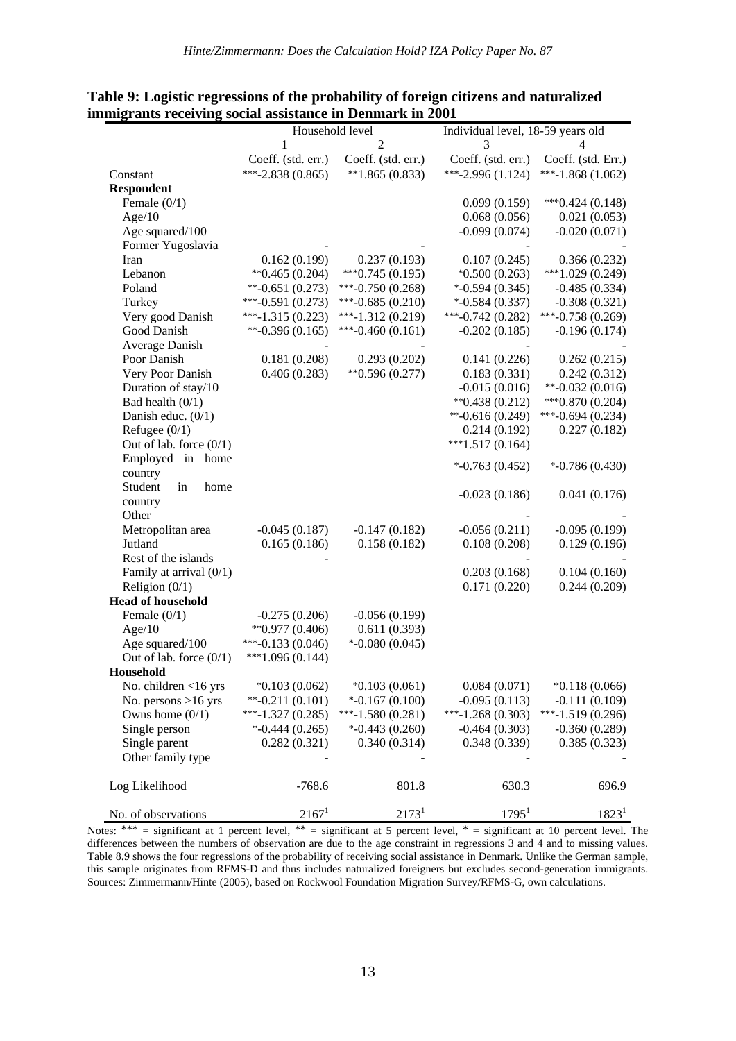**Table 9: Logistic regressions of the probability of foreign citizens and naturalized immigrants receiving social assistance in Denmark in 2001**

| | Household level | | Individual level, 18-59 years old | |
|---|---|---|---|---|
| | 1 | 2 | 3 | 4 |
| | Coeff. (std. err.) | Coeff. (std. err.) | Coeff. (std. err.) | Coeff. (std. Err.) |
| Constant | ***-2.838 (0.865) | **1.865 (0.833) | ***-2.996 (1.124) | ***-1.868 (1.062) |
| **Respondent** | | | | |
| Female (0/1) | | | 0.099 (0.159) | ***0.424 (0.148) |
| Age/10 | | | 0.068 (0.056) | 0.021 (0.053) |
| Age squared/100 | | | -0.099 (0.074) | -0.020 (0.071) |
| Former Yugoslavia | - | - | - | - |
| Iran | 0.162 (0.199) | 0.237 (0.193) | 0.107 (0.245) | 0.366 (0.232) |
| Lebanon | **0.465 (0.204) | ***0.745 (0.195) | *0.500 (0.263) | ***1.029 (0.249) |
| Poland | **-0.651 (0.273) | ***-0.750 (0.268) | *-0.594 (0.345) | -0.485 (0.334) |
| Turkey | ***-0.591 (0.273) | ***-0.685 (0.210) | *-0.584 (0.337) | -0.308 (0.321) |
| Very good Danish | ***-1.315 (0.223) | ***-1.312 (0.219) | ***-0.742 (0.282) | ***-0.758 (0.269) |
| Good Danish | **-0.396 (0.165) | ***-0.460 (0.161) | -0.202 (0.185) | -0.196 (0.174) |
| Average Danish | - | - | - | - |
| Poor Danish | 0.181 (0.208) | 0.293 (0.202) | 0.141 (0.226) | 0.262 (0.215) |
| Very Poor Danish | 0.406 (0.283) | **0.596 (0.277) | 0.183 (0.331) | 0.242 (0.312) |
| Duration of stay/10 | | | -0.015 (0.016) | **-0.032 (0.016) |
| Bad health (0/1) | | | **0.438 (0.212) | ***0.870 (0.204) |
| Danish educ. (0/1) | | | **-0.616 (0.249) | ***-0.694 (0.234) |
| Refugee (0/1) | | | 0.214 (0.192) | 0.227 (0.182) |
| Out of lab. force (0/1) | | | ***1.517 (0.164) | |
| Employed in home country | | | *-0.763 (0.452) | *-0.786 (0.430) |
| Student in home country | | | -0.023 (0.186) | 0.041 (0.176) |
| Other | | | - | - |
| Metropolitan area | -0.045 (0.187) | -0.147 (0.182) | -0.056 (0.211) | -0.095 (0.199) |
| Jutland | 0.165 (0.186) | 0.158 (0.182) | 0.108 (0.208) | 0.129 (0.196) |
| Rest of the islands | - | | - | - |
| Family at arrival (0/1) | | | 0.203 (0.168) | 0.104 (0.160) |
| Religion (0/1) | | | 0.171 (0.220) | 0.244 (0.209) |
| **Head of household** | | | | |
| Female (0/1) | -0.275 (0.206) | -0.056 (0.199) | | |
| Age/10 | **0.977 (0.406) | 0.611 (0.393) | | |
| Age squared/100 | ***-0.133 (0.046) | *-0.080 (0.045) | | |
| Out of lab. force (0/1) | ***1.096 (0.144) | | | |
| **Household** | | | | |
| No. children <16 yrs | *0.103 (0.062) | *0.103 (0.061) | 0.084 (0.071) | *0.118 (0.066) |
| No. persons >16 yrs | **-0.211 (0.101) | *-0.167 (0.100) | -0.095 (0.113) | -0.111 (0.109) |
| Owns home (0/1) | ***-1.327 (0.285) | ***-1.580 (0.281) | ***-1.268 (0.303) | ***-1.519 (0.296) |
| Single person | *-0.444 (0.265) | *-0.443 (0.260) | -0.464 (0.303) | -0.360 (0.289) |
| Single parent | 0.282 (0.321) | 0.340 (0.314) | 0.348 (0.339) | 0.385 (0.323) |
| Other family type | - | - | - | - |
| Log Likelihood | -768.6 | 801.8 | 630.3 | 696.9 |
| No. of observations | 2167[1] | 2173[1] | 1795[1] | 1823[1] |

Notes: *** = significant at 1 percent level, ** = significant at 5 percent level, * = significant at 10 percent level. The differences between the numbers of observation are due to the age constraint in regressions 3 and 4 and to missing values. Table 8.9 shows the four regressions of the probability of receiving social assistance in Denmark. Unlike the German sample, this sample originates from RFMS-D and thus includes naturalized foreigners but excludes second-generation immigrants. Sources: Zimmermann/Hinte (2005), based on Rockwool Foundation Migration Survey/RFMS-G, own calculations.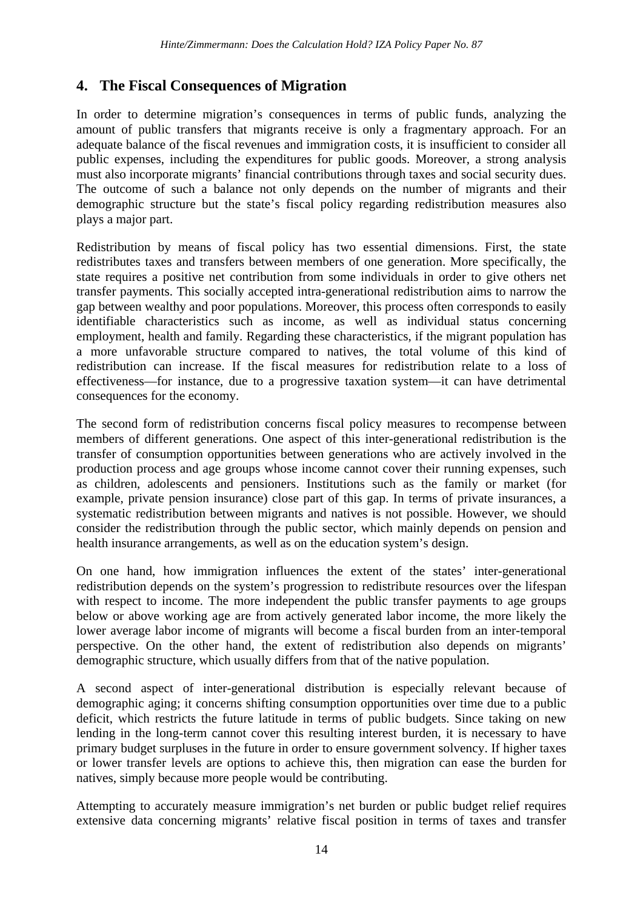## 4. The Fiscal Consequences of Migration

In order to determine migration's consequences in terms of public funds, analyzing the amount of public transfers that migrants receive is only a fragmentary approach. For an adequate balance of the fiscal revenues and immigration costs, it is insufficient to consider all public expenses, including the expenditures for public goods. Moreover, a strong analysis must also incorporate migrants' financial contributions through taxes and social security dues. The outcome of such a balance not only depends on the number of migrants and their demographic structure but the state's fiscal policy regarding redistribution measures also plays a major part.

Redistribution by means of fiscal policy has two essential dimensions. First, the state redistributes taxes and transfers between members of one generation. More specifically, the state requires a positive net contribution from some individuals in order to give others net transfer payments. This socially accepted intra-generational redistribution aims to narrow the gap between wealthy and poor populations. Moreover, this process often corresponds to easily identifiable characteristics such as income, as well as individual status concerning employment, health and family. Regarding these characteristics, if the migrant population has a more unfavorable structure compared to natives, the total volume of this kind of redistribution can increase. If the fiscal measures for redistribution relate to a loss of effectiveness—for instance, due to a progressive taxation system—it can have detrimental consequences for the economy.

The second form of redistribution concerns fiscal policy measures to recompense between members of different generations. One aspect of this inter-generational redistribution is the transfer of consumption opportunities between generations who are actively involved in the production process and age groups whose income cannot cover their running expenses, such as children, adolescents and pensioners. Institutions such as the family or market (for example, private pension insurance) close part of this gap. In terms of private insurances, a systematic redistribution between migrants and natives is not possible. However, we should consider the redistribution through the public sector, which mainly depends on pension and health insurance arrangements, as well as on the education system's design.

On one hand, how immigration influences the extent of the states' inter-generational redistribution depends on the system's progression to redistribute resources over the lifespan with respect to income. The more independent the public transfer payments to age groups below or above working age are from actively generated labor income, the more likely the lower average labor income of migrants will become a fiscal burden from an inter-temporal perspective. On the other hand, the extent of redistribution also depends on migrants' demographic structure, which usually differs from that of the native population.

A second aspect of inter-generational distribution is especially relevant because of demographic aging; it concerns shifting consumption opportunities over time due to a public deficit, which restricts the future latitude in terms of public budgets. Since taking on new lending in the long-term cannot cover this resulting interest burden, it is necessary to have primary budget surpluses in the future in order to ensure government solvency. If higher taxes or lower transfer levels are options to achieve this, then migration can ease the burden for natives, simply because more people would be contributing.

Attempting to accurately measure immigration's net burden or public budget relief requires extensive data concerning migrants' relative fiscal position in terms of taxes and transfer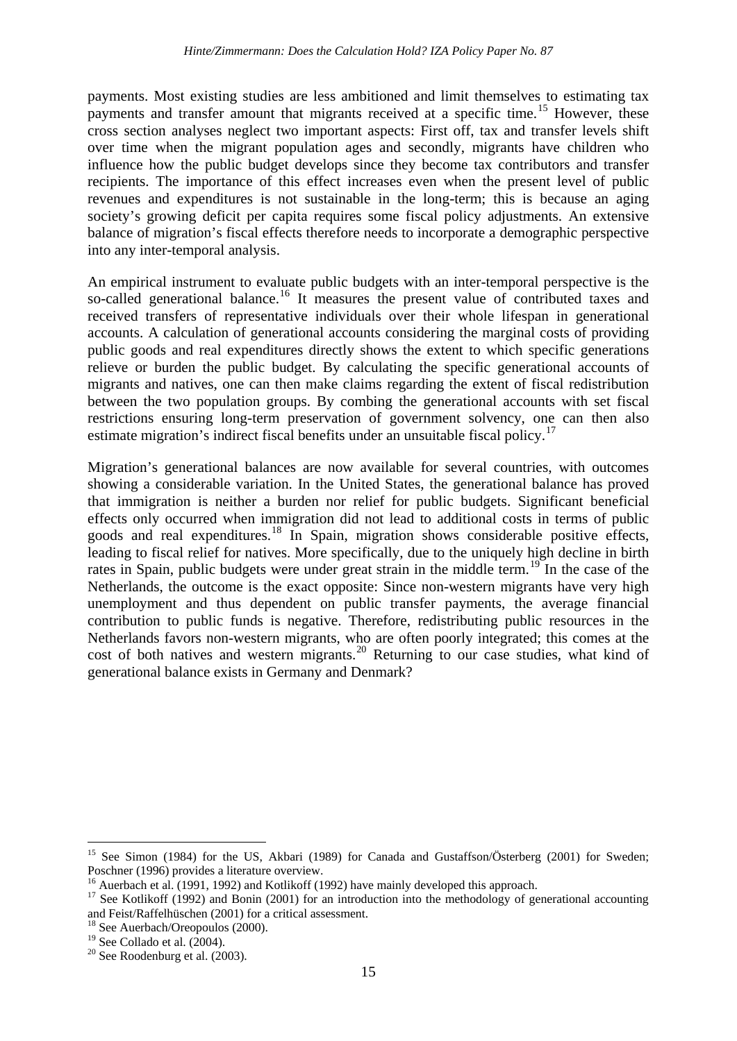payments. Most existing studies are less ambitioned and limit themselves to estimating tax payments and transfer amount that migrants received at a specific time.[15] However, these cross section analyses neglect two important aspects: First off, tax and transfer levels shift over time when the migrant population ages and secondly, migrants have children who influence how the public budget develops since they become tax contributors and transfer recipients. The importance of this effect increases even when the present level of public revenues and expenditures is not sustainable in the long-term; this is because an aging society's growing deficit per capita requires some fiscal policy adjustments. An extensive balance of migration's fiscal effects therefore needs to incorporate a demographic perspective into any inter-temporal analysis.

An empirical instrument to evaluate public budgets with an inter-temporal perspective is the so-called generational balance.[16] It measures the present value of contributed taxes and received transfers of representative individuals over their whole lifespan in generational accounts. A calculation of generational accounts considering the marginal costs of providing public goods and real expenditures directly shows the extent to which specific generations relieve or burden the public budget. By calculating the specific generational accounts of migrants and natives, one can then make claims regarding the extent of fiscal redistribution between the two population groups. By combing the generational accounts with set fiscal restrictions ensuring long-term preservation of government solvency, one can then also estimate migration's indirect fiscal benefits under an unsuitable fiscal policy.[17]

Migration's generational balances are now available for several countries, with outcomes showing a considerable variation. In the United States, the generational balance has proved that immigration is neither a burden nor relief for public budgets. Significant beneficial effects only occurred when immigration did not lead to additional costs in terms of public goods and real expenditures.[18] In Spain, migration shows considerable positive effects, leading to fiscal relief for natives. More specifically, due to the uniquely high decline in birth rates in Spain, public budgets were under great strain in the middle term.[19] In the case of the Netherlands, the outcome is the exact opposite: Since non-western migrants have very high unemployment and thus dependent on public transfer payments, the average financial contribution to public funds is negative. Therefore, redistributing public resources in the Netherlands favors non-western migrants, who are often poorly integrated; this comes at the cost of both natives and western migrants.[20] Returning to our case studies, what kind of generational balance exists in Germany and Denmark?

---

[15] See Simon (1984) for the US, Akbari (1989) for Canada and Gustaffson/Österberg (2001) for Sweden; Poschner (1996) provides a literature overview.

[16] Auerbach et al. (1991, 1992) and Kotlikoff (1992) have mainly developed this approach.

[17] See Kotlikoff (1992) and Bonin (2001) for an introduction into the methodology of generational accounting and Feist/Raffelhüschen (2001) for a critical assessment.

[18] See Auerbach/Oreopoulos (2000).

[19] See Collado et al. (2004).

[20] See Roodenburg et al. (2003).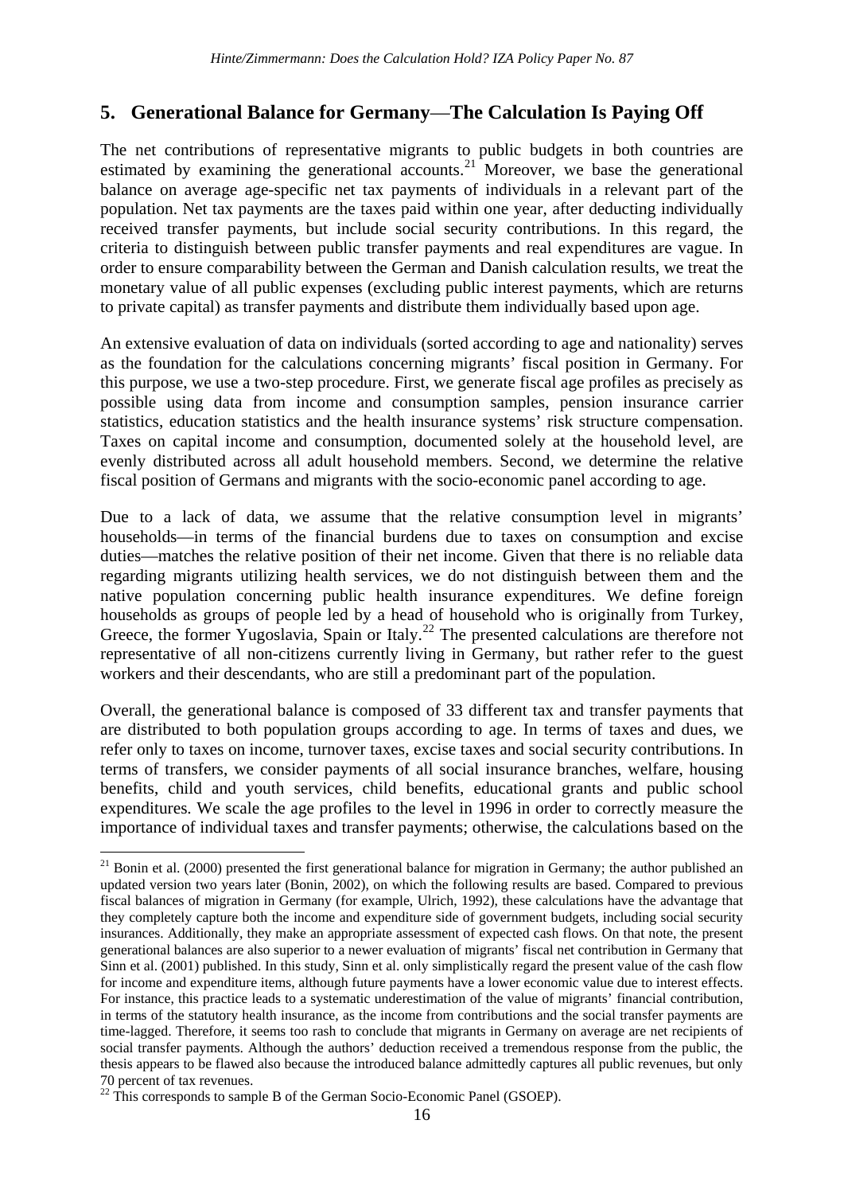## 5. Generational Balance for Germany—The Calculation Is Paying Off

The net contributions of representative migrants to public budgets in both countries are estimated by examining the generational accounts.[21] Moreover, we base the generational balance on average age-specific net tax payments of individuals in a relevant part of the population. Net tax payments are the taxes paid within one year, after deducting individually received transfer payments, but include social security contributions. In this regard, the criteria to distinguish between public transfer payments and real expenditures are vague. In order to ensure comparability between the German and Danish calculation results, we treat the monetary value of all public expenses (excluding public interest payments, which are returns to private capital) as transfer payments and distribute them individually based upon age.

An extensive evaluation of data on individuals (sorted according to age and nationality) serves as the foundation for the calculations concerning migrants' fiscal position in Germany. For this purpose, we use a two-step procedure. First, we generate fiscal age profiles as precisely as possible using data from income and consumption samples, pension insurance carrier statistics, education statistics and the health insurance systems' risk structure compensation. Taxes on capital income and consumption, documented solely at the household level, are evenly distributed across all adult household members. Second, we determine the relative fiscal position of Germans and migrants with the socio-economic panel according to age.

Due to a lack of data, we assume that the relative consumption level in migrants' households—in terms of the financial burdens due to taxes on consumption and excise duties—matches the relative position of their net income. Given that there is no reliable data regarding migrants utilizing health services, we do not distinguish between them and the native population concerning public health insurance expenditures. We define foreign households as groups of people led by a head of household who is originally from Turkey, Greece, the former Yugoslavia, Spain or Italy.[22] The presented calculations are therefore not representative of all non-citizens currently living in Germany, but rather refer to the guest workers and their descendants, who are still a predominant part of the population.

Overall, the generational balance is composed of 33 different tax and transfer payments that are distributed to both population groups according to age. In terms of taxes and dues, we refer only to taxes on income, turnover taxes, excise taxes and social security contributions. In terms of transfers, we consider payments of all social insurance branches, welfare, housing benefits, child and youth services, child benefits, educational grants and public school expenditures. We scale the age profiles to the level in 1996 in order to correctly measure the importance of individual taxes and transfer payments; otherwise, the calculations based on the

---

[21] Bonin et al. (2000) presented the first generational balance for migration in Germany; the author published an updated version two years later (Bonin, 2002), on which the following results are based. Compared to previous fiscal balances of migration in Germany (for example, Ulrich, 1992), these calculations have the advantage that they completely capture both the income and expenditure side of government budgets, including social security insurances. Additionally, they make an appropriate assessment of expected cash flows. On that note, the present generational balances are also superior to a newer evaluation of migrants' fiscal net contribution in Germany that Sinn et al. (2001) published. In this study, Sinn et al. only simplistically regard the present value of the cash flow for income and expenditure items, although future payments have a lower economic value due to interest effects. For instance, this practice leads to a systematic underestimation of the value of migrants' financial contribution, in terms of the statutory health insurance, as the income from contributions and the social transfer payments are time-lagged. Therefore, it seems too rash to conclude that migrants in Germany on average are net recipients of social transfer payments. Although the authors' deduction received a tremendous response from the public, the thesis appears to be flawed also because the introduced balance admittedly captures all public revenues, but only 70 percent of tax revenues.

[22] This corresponds to sample B of the German Socio-Economic Panel (GSOEP).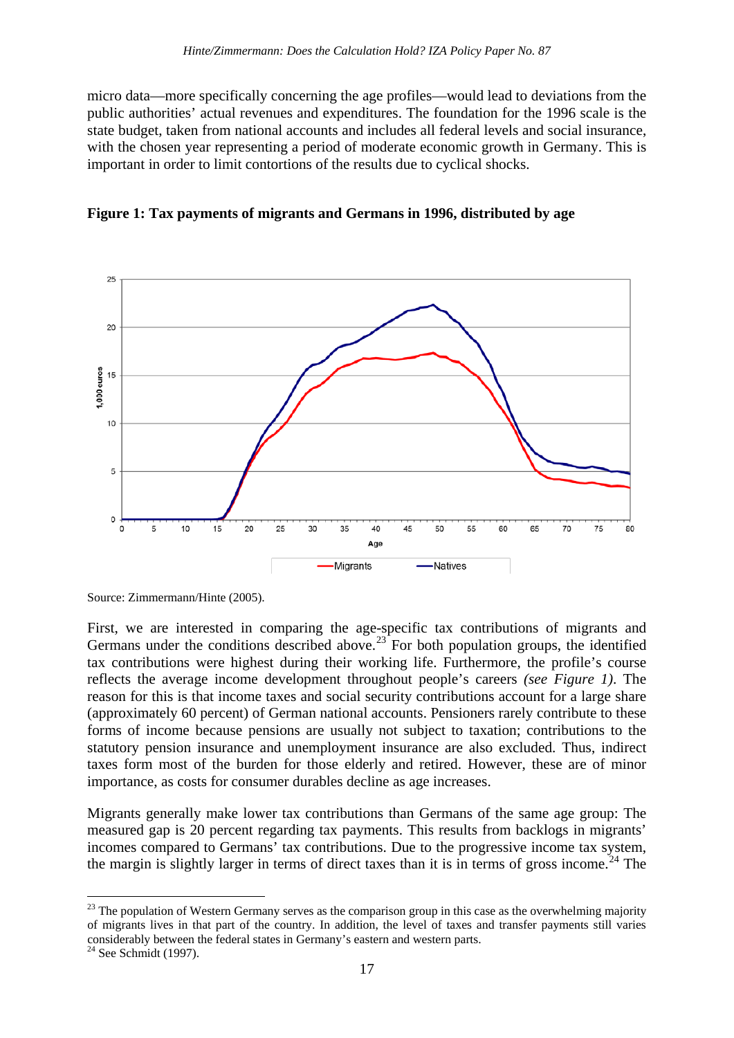micro data—more specifically concerning the age profiles—would lead to deviations from the public authorities' actual revenues and expenditures. The foundation for the 1996 scale is the state budget, taken from national accounts and includes all federal levels and social insurance, with the chosen year representing a period of moderate economic growth in Germany. This is important in order to limit contortions of the results due to cyclical shocks.

**Figure 1: Tax payments of migrants and Germans in 1996, distributed by age**

Source: Zimmermann/Hinte (2005).

First, we are interested in comparing the age-specific tax contributions of migrants and Germans under the conditions described above.[23] For both population groups, the identified tax contributions were highest during their working life. Furthermore, the profile's course reflects the average income development throughout people's careers *(see Figure 1)*. The reason for this is that income taxes and social security contributions account for a large share (approximately 60 percent) of German national accounts. Pensioners rarely contribute to these forms of income because pensions are usually not subject to taxation; contributions to the statutory pension insurance and unemployment insurance are also excluded. Thus, indirect taxes form most of the burden for those elderly and retired. However, these are of minor importance, as costs for consumer durables decline as age increases.

Migrants generally make lower tax contributions than Germans of the same age group: The measured gap is 20 percent regarding tax payments. This results from backlogs in migrants' incomes compared to Germans' tax contributions. Due to the progressive income tax system, the margin is slightly larger in terms of direct taxes than it is in terms of gross income.[24] The

---

[23] The population of Western Germany serves as the comparison group in this case as the overwhelming majority of migrants lives in that part of the country. In addition, the level of taxes and transfer payments still varies considerably between the federal states in Germany's eastern and western parts.

[24] See Schmidt (1997).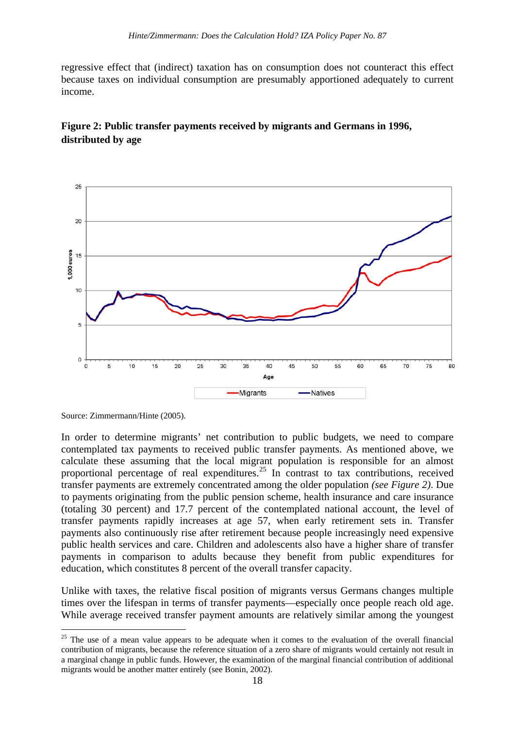regressive effect that (indirect) taxation has on consumption does not counteract this effect because taxes on individual consumption are presumably apportioned adequately to current income.

**Figure 2: Public transfer payments received by migrants and Germans in 1996, distributed by age**

Source: Zimmermann/Hinte (2005).

In order to determine migrants' net contribution to public budgets, we need to compare contemplated tax payments to received public transfer payments. As mentioned above, we calculate these assuming that the local migrant population is responsible for an almost proportional percentage of real expenditures.[25] In contrast to tax contributions, received transfer payments are extremely concentrated among the older population *(see Figure 2)*. Due to payments originating from the public pension scheme, health insurance and care insurance (totaling 30 percent) and 17.7 percent of the contemplated national account, the level of transfer payments rapidly increases at age 57, when early retirement sets in. Transfer payments also continuously rise after retirement because people increasingly need expensive public health services and care. Children and adolescents also have a higher share of transfer payments in comparison to adults because they benefit from public expenditures for education, which constitutes 8 percent of the overall transfer capacity.

Unlike with taxes, the relative fiscal position of migrants versus Germans changes multiple times over the lifespan in terms of transfer payments—especially once people reach old age. While average received transfer payment amounts are relatively similar among the youngest

---

[25] The use of a mean value appears to be adequate when it comes to the evaluation of the overall financial contribution of migrants, because the reference situation of a zero share of migrants would certainly not result in a marginal change in public funds. However, the examination of the marginal financial contribution of additional migrants would be another matter entirely (see Bonin, 2002).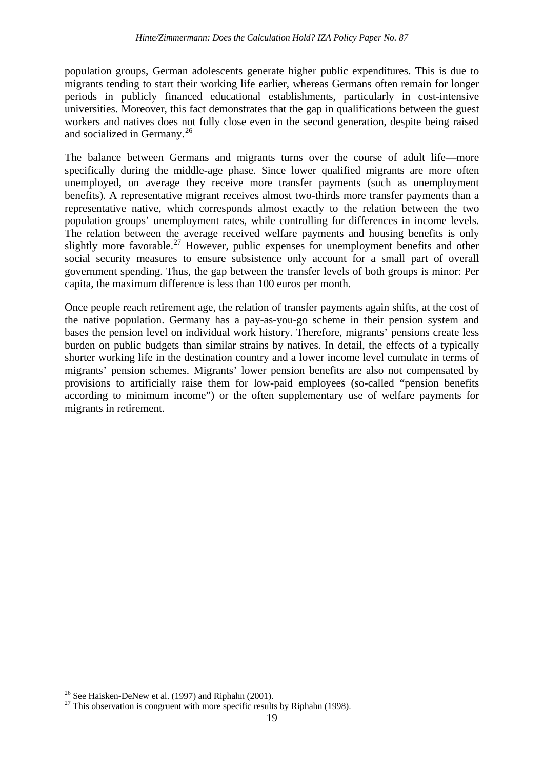population groups, German adolescents generate higher public expenditures. This is due to migrants tending to start their working life earlier, whereas Germans often remain for longer periods in publicly financed educational establishments, particularly in cost-intensive universities. Moreover, this fact demonstrates that the gap in qualifications between the guest workers and natives does not fully close even in the second generation, despite being raised and socialized in Germany.[26]

The balance between Germans and migrants turns over the course of adult life—more specifically during the middle-age phase. Since lower qualified migrants are more often unemployed, on average they receive more transfer payments (such as unemployment benefits). A representative migrant receives almost two-thirds more transfer payments than a representative native, which corresponds almost exactly to the relation between the two population groups' unemployment rates, while controlling for differences in income levels. The relation between the average received welfare payments and housing benefits is only slightly more favorable.[27] However, public expenses for unemployment benefits and other social security measures to ensure subsistence only account for a small part of overall government spending. Thus, the gap between the transfer levels of both groups is minor: Per capita, the maximum difference is less than 100 euros per month.

Once people reach retirement age, the relation of transfer payments again shifts, at the cost of the native population. Germany has a pay-as-you-go scheme in their pension system and bases the pension level on individual work history. Therefore, migrants' pensions create less burden on public budgets than similar strains by natives. In detail, the effects of a typically shorter working life in the destination country and a lower income level cumulate in terms of migrants' pension schemes. Migrants' lower pension benefits are also not compensated by provisions to artificially raise them for low-paid employees (so-called "pension benefits according to minimum income") or the often supplementary use of welfare payments for migrants in retirement.

---

[26] See Haisken-DeNew et al. (1997) and Riphahn (2001).

[27] This observation is congruent with more specific results by Riphahn (1998).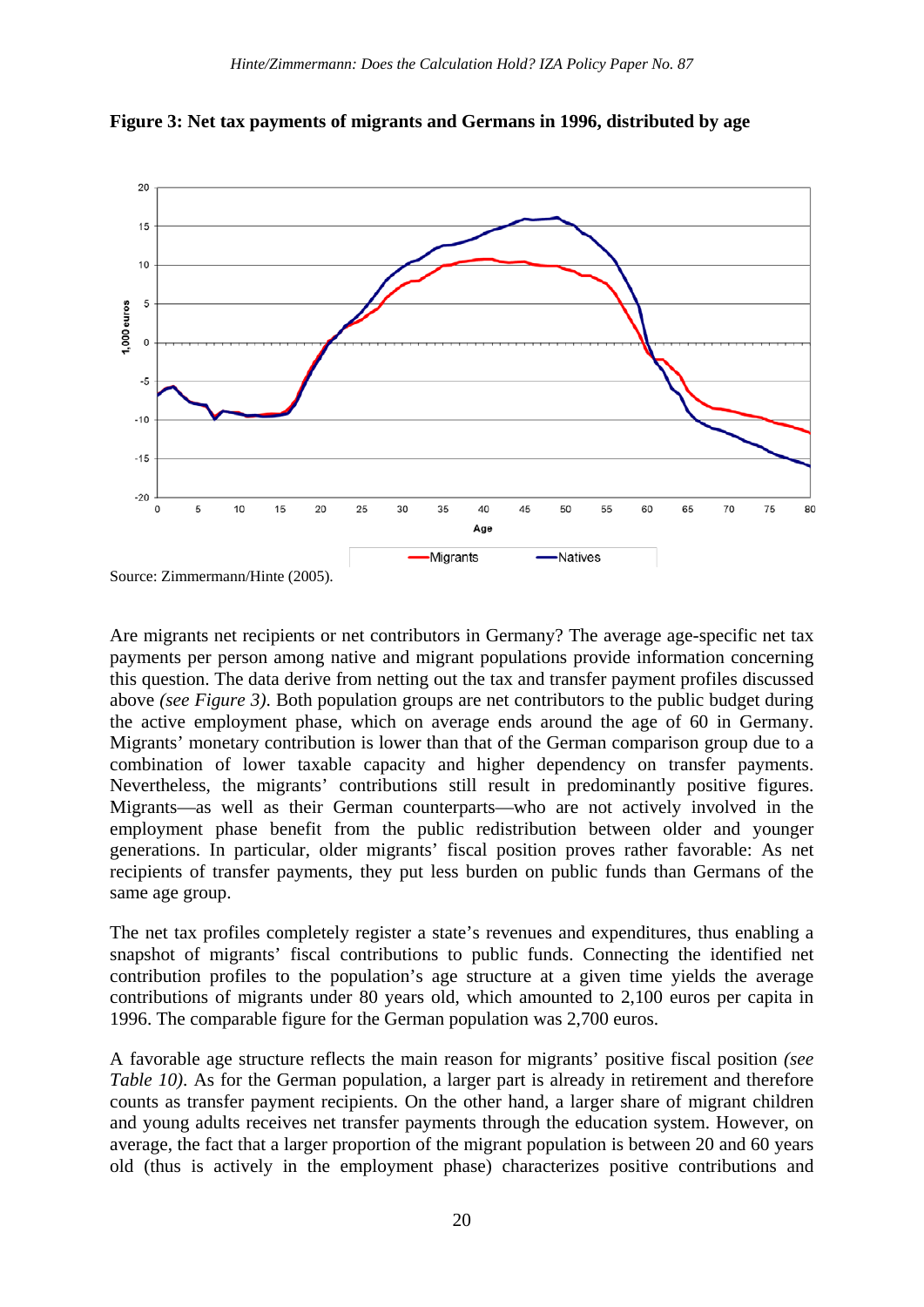**Figure 3: Net tax payments of migrants and Germans in 1996, distributed by age**

Source: Zimmermann/Hinte (2005).

Are migrants net recipients or net contributors in Germany? The average age-specific net tax payments per person among native and migrant populations provide information concerning this question. The data derive from netting out the tax and transfer payment profiles discussed above *(see Figure 3)*. Both population groups are net contributors to the public budget during the active employment phase, which on average ends around the age of 60 in Germany. Migrants' monetary contribution is lower than that of the German comparison group due to a combination of lower taxable capacity and higher dependency on transfer payments. Nevertheless, the migrants' contributions still result in predominantly positive figures. Migrants—as well as their German counterparts—who are not actively involved in the employment phase benefit from the public redistribution between older and younger generations. In particular, older migrants' fiscal position proves rather favorable: As net recipients of transfer payments, they put less burden on public funds than Germans of the same age group.

The net tax profiles completely register a state's revenues and expenditures, thus enabling a snapshot of migrants' fiscal contributions to public funds. Connecting the identified net contribution profiles to the population's age structure at a given time yields the average contributions of migrants under 80 years old, which amounted to 2,100 euros per capita in 1996. The comparable figure for the German population was 2,700 euros.

A favorable age structure reflects the main reason for migrants' positive fiscal position *(see Table 10)*. As for the German population, a larger part is already in retirement and therefore counts as transfer payment recipients. On the other hand, a larger share of migrant children and young adults receives net transfer payments through the education system. However, on average, the fact that a larger proportion of the migrant population is between 20 and 60 years old (thus is actively in the employment phase) characterizes positive contributions and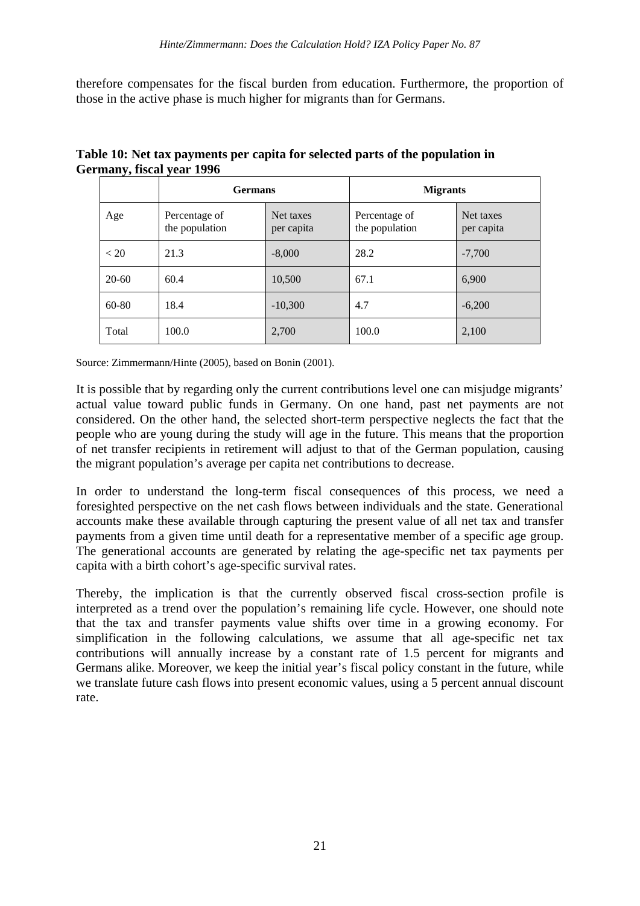therefore compensates for the fiscal burden from education. Furthermore, the proportion of those in the active phase is much higher for migrants than for Germans.

**Table 10: Net tax payments per capita for selected parts of the population in Germany, fiscal year 1996**

| | Germans | | Migrants | |
|---|---|---|---|---|
| Age | Percentage of the population | Net taxes per capita | Percentage of the population | Net taxes per capita |
| < 20 | 21.3 | -8,000 | 28.2 | -7,700 |
| 20-60 | 60.4 | 10,500 | 67.1 | 6,900 |
| 60-80 | 18.4 | -10,300 | 4.7 | -6,200 |
| Total | 100.0 | 2,700 | 100.0 | 2,100 |

Source: Zimmermann/Hinte (2005), based on Bonin (2001).

It is possible that by regarding only the current contributions level one can misjudge migrants' actual value toward public funds in Germany. On one hand, past net payments are not considered. On the other hand, the selected short-term perspective neglects the fact that the people who are young during the study will age in the future. This means that the proportion of net transfer recipients in retirement will adjust to that of the German population, causing the migrant population's average per capita net contributions to decrease.

In order to understand the long-term fiscal consequences of this process, we need a foresighted perspective on the net cash flows between individuals and the state. Generational accounts make these available through capturing the present value of all net tax and transfer payments from a given time until death for a representative member of a specific age group. The generational accounts are generated by relating the age-specific net tax payments per capita with a birth cohort's age-specific survival rates.

Thereby, the implication is that the currently observed fiscal cross-section profile is interpreted as a trend over the population's remaining life cycle. However, one should note that the tax and transfer payments value shifts over time in a growing economy. For simplification in the following calculations, we assume that all age-specific net tax contributions will annually increase by a constant rate of 1.5 percent for migrants and Germans alike. Moreover, we keep the initial year's fiscal policy constant in the future, while we translate future cash flows into present economic values, using a 5 percent annual discount rate.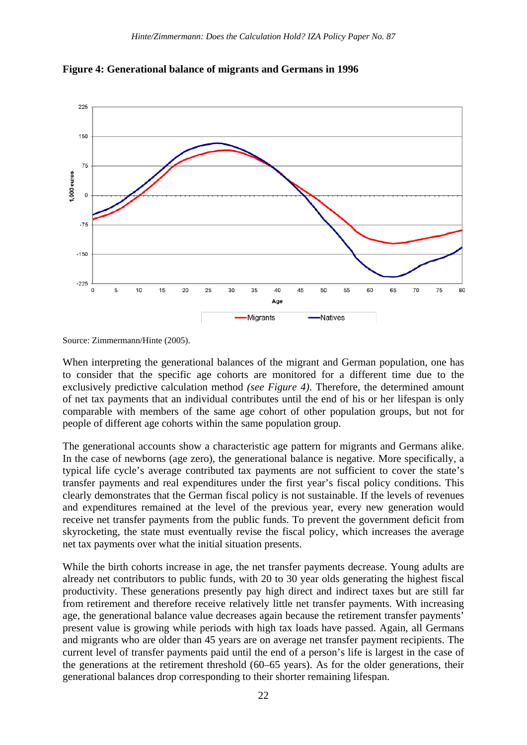**Figure 4: Generational balance of migrants and Germans in 1996**

Source: Zimmermann/Hinte (2005).

When interpreting the generational balances of the migrant and German population, one has to consider that the specific age cohorts are monitored for a different time due to the exclusively predictive calculation method *(see Figure 4)*. Therefore, the determined amount of net tax payments that an individual contributes until the end of his or her lifespan is only comparable with members of the same age cohort of other population groups, but not for people of different age cohorts within the same population group.

The generational accounts show a characteristic age pattern for migrants and Germans alike. In the case of newborns (age zero), the generational balance is negative. More specifically, a typical life cycle's average contributed tax payments are not sufficient to cover the state's transfer payments and real expenditures under the first year's fiscal policy conditions. This clearly demonstrates that the German fiscal policy is not sustainable. If the levels of revenues and expenditures remained at the level of the previous year, every new generation would receive net transfer payments from the public funds. To prevent the government deficit from skyrocketing, the state must eventually revise the fiscal policy, which increases the average net tax payments over what the initial situation presents.

While the birth cohorts increase in age, the net transfer payments decrease. Young adults are already net contributors to public funds, with 20 to 30 year olds generating the highest fiscal productivity. These generations presently pay high direct and indirect taxes but are still far from retirement and therefore receive relatively little net transfer payments. With increasing age, the generational balance value decreases again because the retirement transfer payments' present value is growing while periods with high tax loads have passed. Again, all Germans and migrants who are older than 45 years are on average net transfer payment recipients. The current level of transfer payments paid until the end of a person's life is largest in the case of the generations at the retirement threshold (60–65 years). As for the older generations, their generational balances drop corresponding to their shorter remaining lifespan.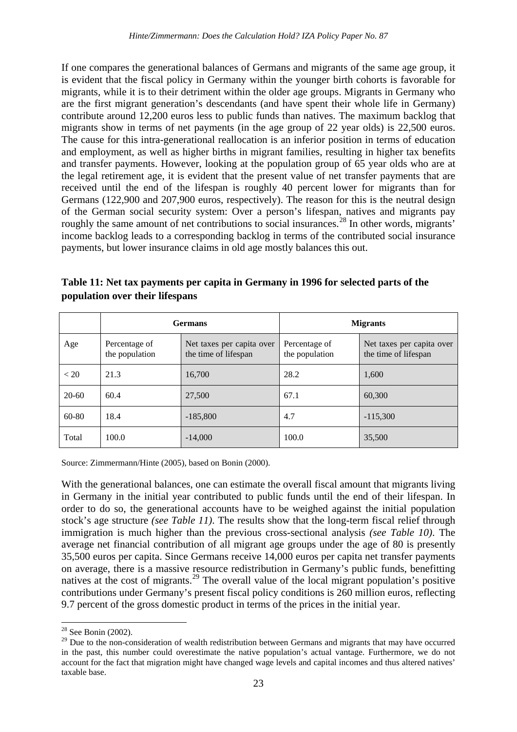If one compares the generational balances of Germans and migrants of the same age group, it is evident that the fiscal policy in Germany within the younger birth cohorts is favorable for migrants, while it is to their detriment within the older age groups. Migrants in Germany who are the first migrant generation's descendants (and have spent their whole life in Germany) contribute around 12,200 euros less to public funds than natives. The maximum backlog that migrants show in terms of net payments (in the age group of 22 year olds) is 22,500 euros. The cause for this intra-generational reallocation is an inferior position in terms of education and employment, as well as higher births in migrant families, resulting in higher tax benefits and transfer payments. However, looking at the population group of 65 year olds who are at the legal retirement age, it is evident that the present value of net transfer payments that are received until the end of the lifespan is roughly 40 percent lower for migrants than for Germans (122,900 and 207,900 euros, respectively). The reason for this is the neutral design of the German social security system: Over a person's lifespan, natives and migrants pay roughly the same amount of net contributions to social insurances.[28] In other words, migrants' income backlog leads to a corresponding backlog in terms of the contributed social insurance payments, but lower insurance claims in old age mostly balances this out.

**Table 11: Net tax payments per capita in Germany in 1996 for selected parts of the population over their lifespans**

| | Germans | | Migrants | |
|---|---|---|---|---|
| Age | Percentage of the population | Net taxes per capita over the time of lifespan | Percentage of the population | Net taxes per capita over the time of lifespan |
| < 20 | 21.3 | 16,700 | 28.2 | 1,600 |
| 20-60 | 60.4 | 27,500 | 67.1 | 60,300 |
| 60-80 | 18.4 | -185,800 | 4.7 | -115,300 |
| Total | 100.0 | -14,000 | 100.0 | 35,500 |

Source: Zimmermann/Hinte (2005), based on Bonin (2000).

With the generational balances, one can estimate the overall fiscal amount that migrants living in Germany in the initial year contributed to public funds until the end of their lifespan. In order to do so, the generational accounts have to be weighed against the initial population stock's age structure *(see Table 11)*. The results show that the long-term fiscal relief through immigration is much higher than the previous cross-sectional analysis *(see Table 10)*. The average net financial contribution of all migrant age groups under the age of 80 is presently 35,500 euros per capita. Since Germans receive 14,000 euros per capita net transfer payments on average, there is a massive resource redistribution in Germany's public funds, benefitting natives at the cost of migrants.[29] The overall value of the local migrant population's positive contributions under Germany's present fiscal policy conditions is 260 million euros, reflecting 9.7 percent of the gross domestic product in terms of the prices in the initial year.

[28] See Bonin (2002).

[29] Due to the non-consideration of wealth redistribution between Germans and migrants that may have occurred in the past, this number could overestimate the native population's actual vantage. Furthermore, we do not account for the fact that migration might have changed wage levels and capital incomes and thus altered natives' taxable base.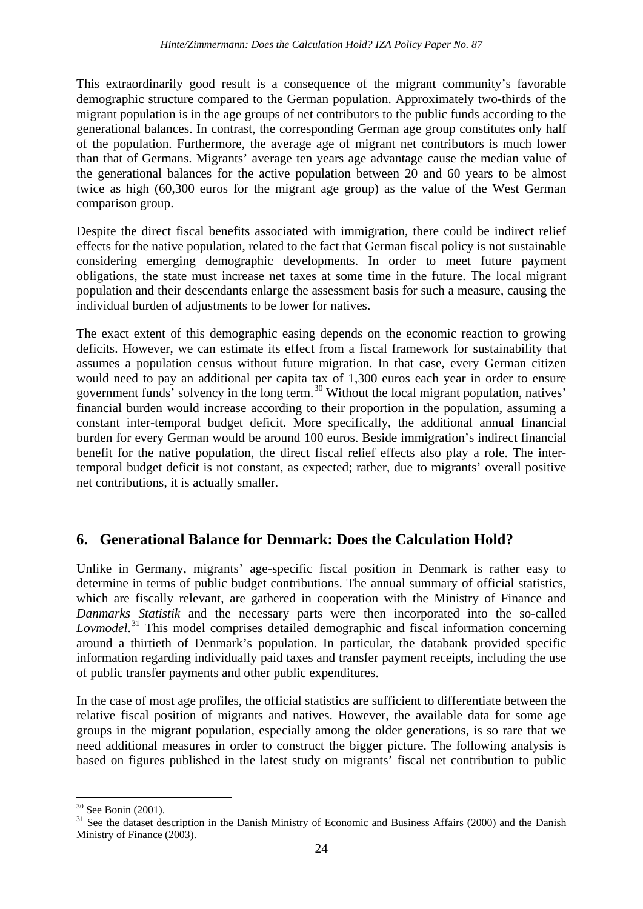This extraordinarily good result is a consequence of the migrant community's favorable demographic structure compared to the German population. Approximately two-thirds of the migrant population is in the age groups of net contributors to the public funds according to the generational balances. In contrast, the corresponding German age group constitutes only half of the population. Furthermore, the average age of migrant net contributors is much lower than that of Germans. Migrants' average ten years age advantage cause the median value of the generational balances for the active population between 20 and 60 years to be almost twice as high (60,300 euros for the migrant age group) as the value of the West German comparison group.

Despite the direct fiscal benefits associated with immigration, there could be indirect relief effects for the native population, related to the fact that German fiscal policy is not sustainable considering emerging demographic developments. In order to meet future payment obligations, the state must increase net taxes at some time in the future. The local migrant population and their descendants enlarge the assessment basis for such a measure, causing the individual burden of adjustments to be lower for natives.

The exact extent of this demographic easing depends on the economic reaction to growing deficits. However, we can estimate its effect from a fiscal framework for sustainability that assumes a population census without future migration. In that case, every German citizen would need to pay an additional per capita tax of 1,300 euros each year in order to ensure government funds' solvency in the long term.[30] Without the local migrant population, natives' financial burden would increase according to their proportion in the population, assuming a constant inter-temporal budget deficit. More specifically, the additional annual financial burden for every German would be around 100 euros. Beside immigration's indirect financial benefit for the native population, the direct fiscal relief effects also play a role. The inter-temporal budget deficit is not constant, as expected; rather, due to migrants' overall positive net contributions, it is actually smaller.

## 6. Generational Balance for Denmark: Does the Calculation Hold?

Unlike in Germany, migrants' age-specific fiscal position in Denmark is rather easy to determine in terms of public budget contributions. The annual summary of official statistics, which are fiscally relevant, are gathered in cooperation with the Ministry of Finance and *Danmarks Statistik* and the necessary parts were then incorporated into the so-called *Lovmodel*.[31] This model comprises detailed demographic and fiscal information concerning around a thirtieth of Denmark's population. In particular, the databank provided specific information regarding individually paid taxes and transfer payment receipts, including the use of public transfer payments and other public expenditures.

In the case of most age profiles, the official statistics are sufficient to differentiate between the relative fiscal position of migrants and natives. However, the available data for some age groups in the migrant population, especially among the older generations, is so rare that we need additional measures in order to construct the bigger picture. The following analysis is based on figures published in the latest study on migrants' fiscal net contribution to public

[30] See Bonin (2001).

[31] See the dataset description in the Danish Ministry of Economic and Business Affairs (2000) and the Danish Ministry of Finance (2003).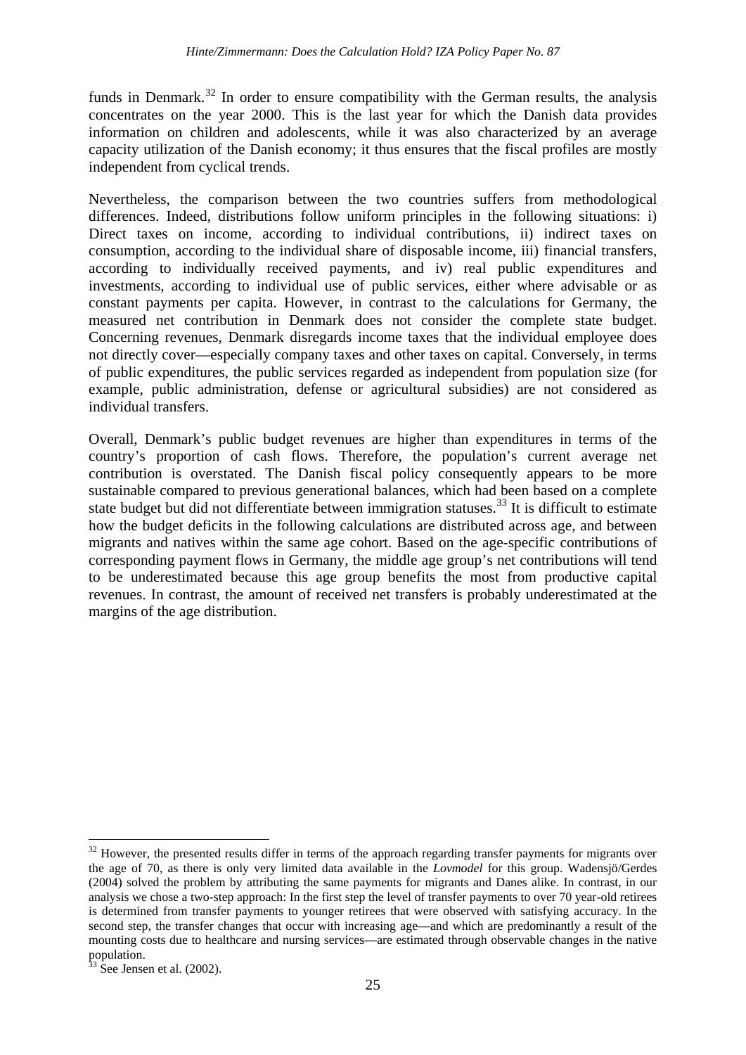funds in Denmark.[32] In order to ensure compatibility with the German results, the analysis concentrates on the year 2000. This is the last year for which the Danish data provides information on children and adolescents, while it was also characterized by an average capacity utilization of the Danish economy; it thus ensures that the fiscal profiles are mostly independent from cyclical trends.

Nevertheless, the comparison between the two countries suffers from methodological differences. Indeed, distributions follow uniform principles in the following situations: i) Direct taxes on income, according to individual contributions, ii) indirect taxes on consumption, according to the individual share of disposable income, iii) financial transfers, according to individually received payments, and iv) real public expenditures and investments, according to individual use of public services, either where advisable or as constant payments per capita. However, in contrast to the calculations for Germany, the measured net contribution in Denmark does not consider the complete state budget. Concerning revenues, Denmark disregards income taxes that the individual employee does not directly cover—especially company taxes and other taxes on capital. Conversely, in terms of public expenditures, the public services regarded as independent from population size (for example, public administration, defense or agricultural subsidies) are not considered as individual transfers.

Overall, Denmark's public budget revenues are higher than expenditures in terms of the country's proportion of cash flows. Therefore, the population's current average net contribution is overstated. The Danish fiscal policy consequently appears to be more sustainable compared to previous generational balances, which had been based on a complete state budget but did not differentiate between immigration statuses.[33] It is difficult to estimate how the budget deficits in the following calculations are distributed across age, and between migrants and natives within the same age cohort. Based on the age-specific contributions of corresponding payment flows in Germany, the middle age group's net contributions will tend to be underestimated because this age group benefits the most from productive capital revenues. In contrast, the amount of received net transfers is probably underestimated at the margins of the age distribution.

---

[32] However, the presented results differ in terms of the approach regarding transfer payments for migrants over the age of 70, as there is only very limited data available in the *Lovmodel* for this group. Wadensjö/Gerdes (2004) solved the problem by attributing the same payments for migrants and Danes alike. In contrast, in our analysis we chose a two-step approach: In the first step the level of transfer payments to over 70 year-old retirees is determined from transfer payments to younger retirees that were observed with satisfying accuracy. In the second step, the transfer changes that occur with increasing age—and which are predominantly a result of the mounting costs due to healthcare and nursing services—are estimated through observable changes in the native population.

[33] See Jensen et al. (2002).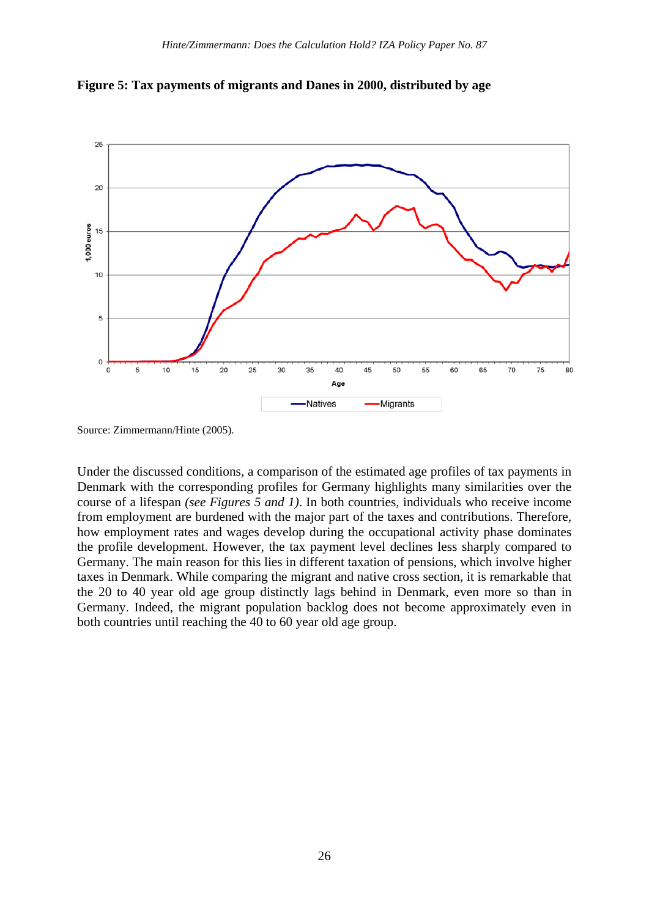**Figure 5: Tax payments of migrants and Danes in 2000, distributed by age**

Source: Zimmermann/Hinte (2005).

Under the discussed conditions, a comparison of the estimated age profiles of tax payments in Denmark with the corresponding profiles for Germany highlights many similarities over the course of a lifespan *(see Figures 5 and 1)*. In both countries, individuals who receive income from employment are burdened with the major part of the taxes and contributions. Therefore, how employment rates and wages develop during the occupational activity phase dominates the profile development. However, the tax payment level declines less sharply compared to Germany. The main reason for this lies in different taxation of pensions, which involve higher taxes in Denmark. While comparing the migrant and native cross section, it is remarkable that the 20 to 40 year old age group distinctly lags behind in Denmark, even more so than in Germany. Indeed, the migrant population backlog does not become approximately even in both countries until reaching the 40 to 60 year old age group.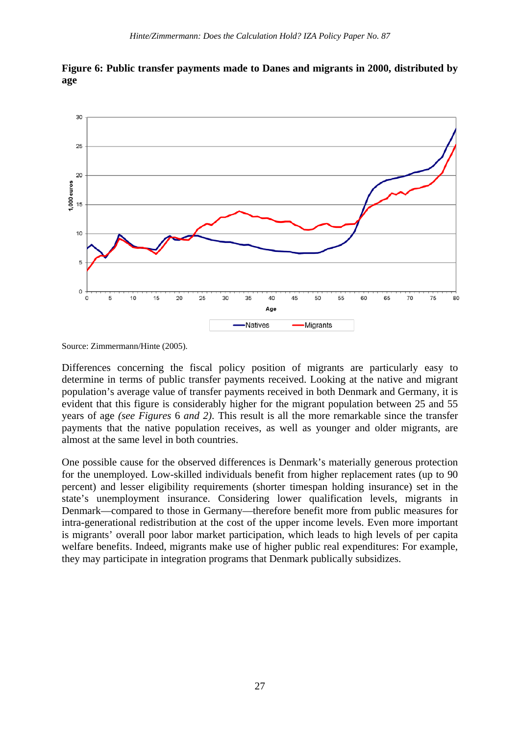**Figure 6: Public transfer payments made to Danes and migrants in 2000, distributed by age**

Source: Zimmermann/Hinte (2005).

Differences concerning the fiscal policy position of migrants are particularly easy to determine in terms of public transfer payments received. Looking at the native and migrant population's average value of transfer payments received in both Denmark and Germany, it is evident that this figure is considerably higher for the migrant population between 25 and 55 years of age *(see Figures* 6 *and 2)*. This result is all the more remarkable since the transfer payments that the native population receives, as well as younger and older migrants, are almost at the same level in both countries.

One possible cause for the observed differences is Denmark's materially generous protection for the unemployed. Low-skilled individuals benefit from higher replacement rates (up to 90 percent) and lesser eligibility requirements (shorter timespan holding insurance) set in the state's unemployment insurance. Considering lower qualification levels, migrants in Denmark—compared to those in Germany—therefore benefit more from public measures for intra-generational redistribution at the cost of the upper income levels. Even more important is migrants' overall poor labor market participation, which leads to high levels of per capita welfare benefits. Indeed, migrants make use of higher public real expenditures: For example, they may participate in integration programs that Denmark publically subsidizes.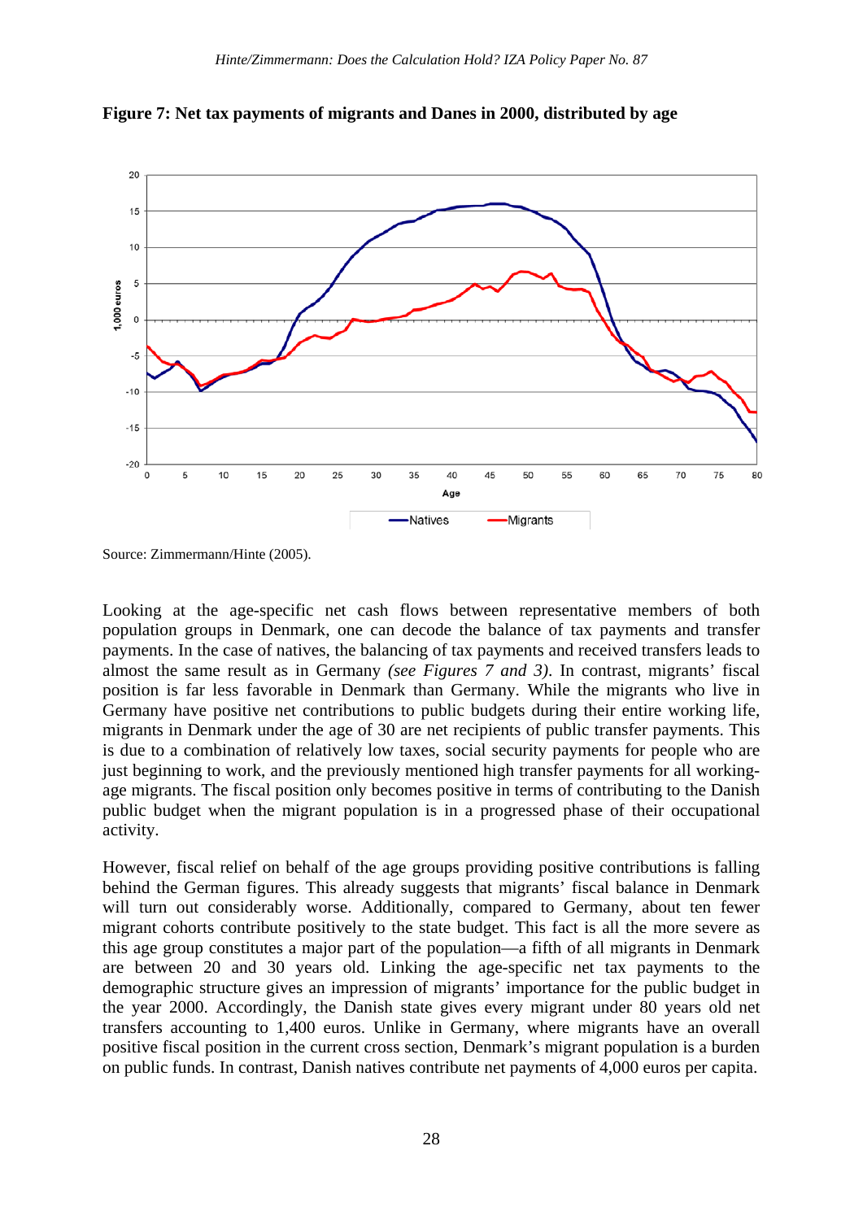**Figure 7: Net tax payments of migrants and Danes in 2000, distributed by age**

Source: Zimmermann/Hinte (2005).

Looking at the age-specific net cash flows between representative members of both population groups in Denmark, one can decode the balance of tax payments and transfer payments. In the case of natives, the balancing of tax payments and received transfers leads to almost the same result as in Germany *(see Figures 7 and 3)*. In contrast, migrants' fiscal position is far less favorable in Denmark than Germany. While the migrants who live in Germany have positive net contributions to public budgets during their entire working life, migrants in Denmark under the age of 30 are net recipients of public transfer payments. This is due to a combination of relatively low taxes, social security payments for people who are just beginning to work, and the previously mentioned high transfer payments for all working-age migrants. The fiscal position only becomes positive in terms of contributing to the Danish public budget when the migrant population is in a progressed phase of their occupational activity.

However, fiscal relief on behalf of the age groups providing positive contributions is falling behind the German figures. This already suggests that migrants' fiscal balance in Denmark will turn out considerably worse. Additionally, compared to Germany, about ten fewer migrant cohorts contribute positively to the state budget. This fact is all the more severe as this age group constitutes a major part of the population—a fifth of all migrants in Denmark are between 20 and 30 years old. Linking the age-specific net tax payments to the demographic structure gives an impression of migrants' importance for the public budget in the year 2000. Accordingly, the Danish state gives every migrant under 80 years old net transfers accounting to 1,400 euros. Unlike in Germany, where migrants have an overall positive fiscal position in the current cross section, Denmark's migrant population is a burden on public funds. In contrast, Danish natives contribute net payments of 4,000 euros per capita.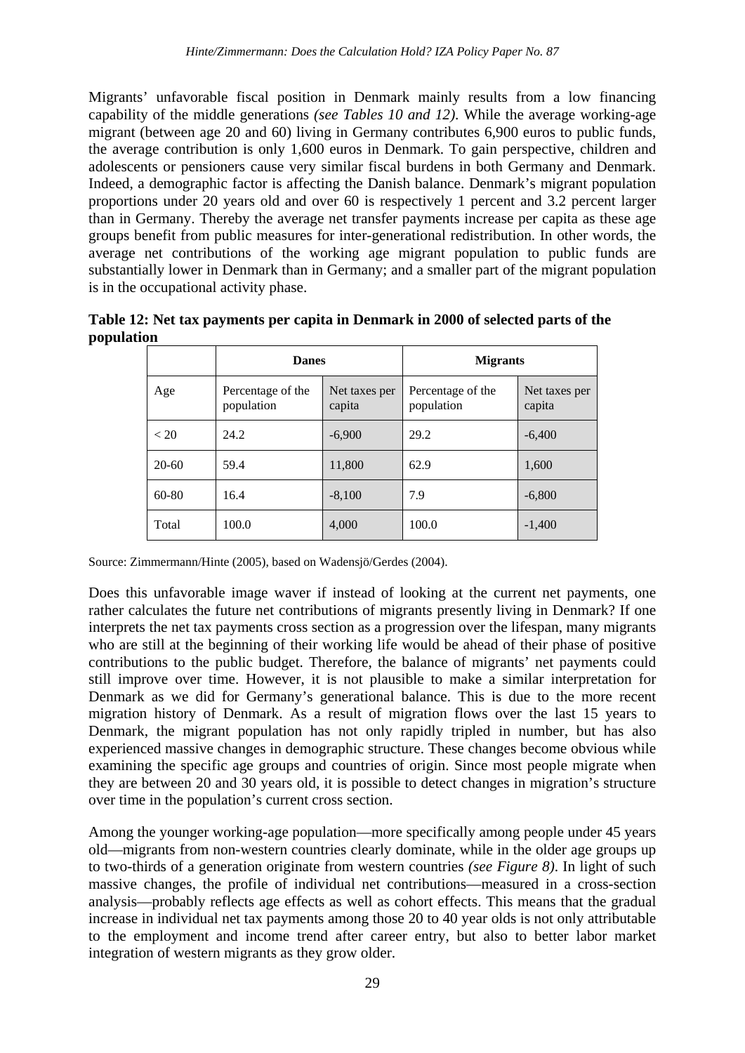Migrants' unfavorable fiscal position in Denmark mainly results from a low financing capability of the middle generations *(see Tables 10 and 12)*. While the average working-age migrant (between age 20 and 60) living in Germany contributes 6,900 euros to public funds, the average contribution is only 1,600 euros in Denmark. To gain perspective, children and adolescents or pensioners cause very similar fiscal burdens in both Germany and Denmark. Indeed, a demographic factor is affecting the Danish balance. Denmark's migrant population proportions under 20 years old and over 60 is respectively 1 percent and 3.2 percent larger than in Germany. Thereby the average net transfer payments increase per capita as these age groups benefit from public measures for inter-generational redistribution. In other words, the average net contributions of the working age migrant population to public funds are substantially lower in Denmark than in Germany; and a smaller part of the migrant population is in the occupational activity phase.

**Table 12: Net tax payments per capita in Denmark in 2000 of selected parts of the population**

| | Danes | | Migrants | |
|---|---|---|---|---|
| Age | Percentage of the population | Net taxes per capita | Percentage of the population | Net taxes per capita |
| < 20 | 24.2 | -6,900 | 29.2 | -6,400 |
| 20-60 | 59.4 | 11,800 | 62.9 | 1,600 |
| 60-80 | 16.4 | -8,100 | 7.9 | -6,800 |
| Total | 100.0 | 4,000 | 100.0 | -1,400 |

Source: Zimmermann/Hinte (2005), based on Wadensjö/Gerdes (2004).

Does this unfavorable image waver if instead of looking at the current net payments, one rather calculates the future net contributions of migrants presently living in Denmark? If one interprets the net tax payments cross section as a progression over the lifespan, many migrants who are still at the beginning of their working life would be ahead of their phase of positive contributions to the public budget. Therefore, the balance of migrants' net payments could still improve over time. However, it is not plausible to make a similar interpretation for Denmark as we did for Germany's generational balance. This is due to the more recent migration history of Denmark. As a result of migration flows over the last 15 years to Denmark, the migrant population has not only rapidly tripled in number, but has also experienced massive changes in demographic structure. These changes become obvious while examining the specific age groups and countries of origin. Since most people migrate when they are between 20 and 30 years old, it is possible to detect changes in migration's structure over time in the population's current cross section.

Among the younger working-age population—more specifically among people under 45 years old—migrants from non-western countries clearly dominate, while in the older age groups up to two-thirds of a generation originate from western countries *(see Figure 8)*. In light of such massive changes, the profile of individual net contributions—measured in a cross-section analysis—probably reflects age effects as well as cohort effects. This means that the gradual increase in individual net tax payments among those 20 to 40 year olds is not only attributable to the employment and income trend after career entry, but also to better labor market integration of western migrants as they grow older.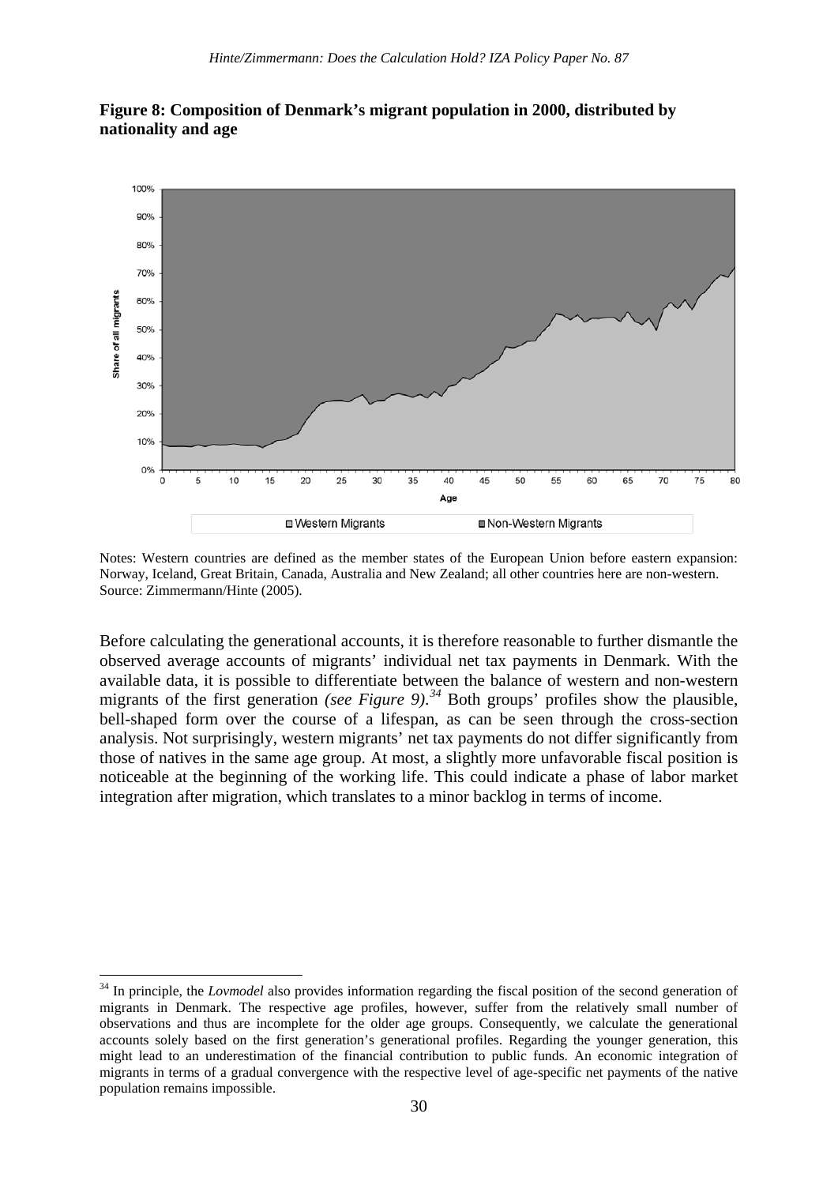**Figure 8: Composition of Denmark's migrant population in 2000, distributed by nationality and age**

Notes: Western countries are defined as the member states of the European Union before eastern expansion: Norway, Iceland, Great Britain, Canada, Australia and New Zealand; all other countries here are non-western. Source: Zimmermann/Hinte (2005).

Before calculating the generational accounts, it is therefore reasonable to further dismantle the observed average accounts of migrants' individual net tax payments in Denmark. With the available data, it is possible to differentiate between the balance of western and non-western migrants of the first generation *(see Figure 9)*.[34] Both groups' profiles show the plausible, bell-shaped form over the course of a lifespan, as can be seen through the cross-section analysis. Not surprisingly, western migrants' net tax payments do not differ significantly from those of natives in the same age group. At most, a slightly more unfavorable fiscal position is noticeable at the beginning of the working life. This could indicate a phase of labor market integration after migration, which translates to a minor backlog in terms of income.

[34] In principle, the *Lovmodel* also provides information regarding the fiscal position of the second generation of migrants in Denmark. The respective age profiles, however, suffer from the relatively small number of observations and thus are incomplete for the older age groups. Consequently, we calculate the generational accounts solely based on the first generation's generational profiles. Regarding the younger generation, this might lead to an underestimation of the financial contribution to public funds. An economic integration of migrants in terms of a gradual convergence with the respective level of age-specific net payments of the native population remains impossible.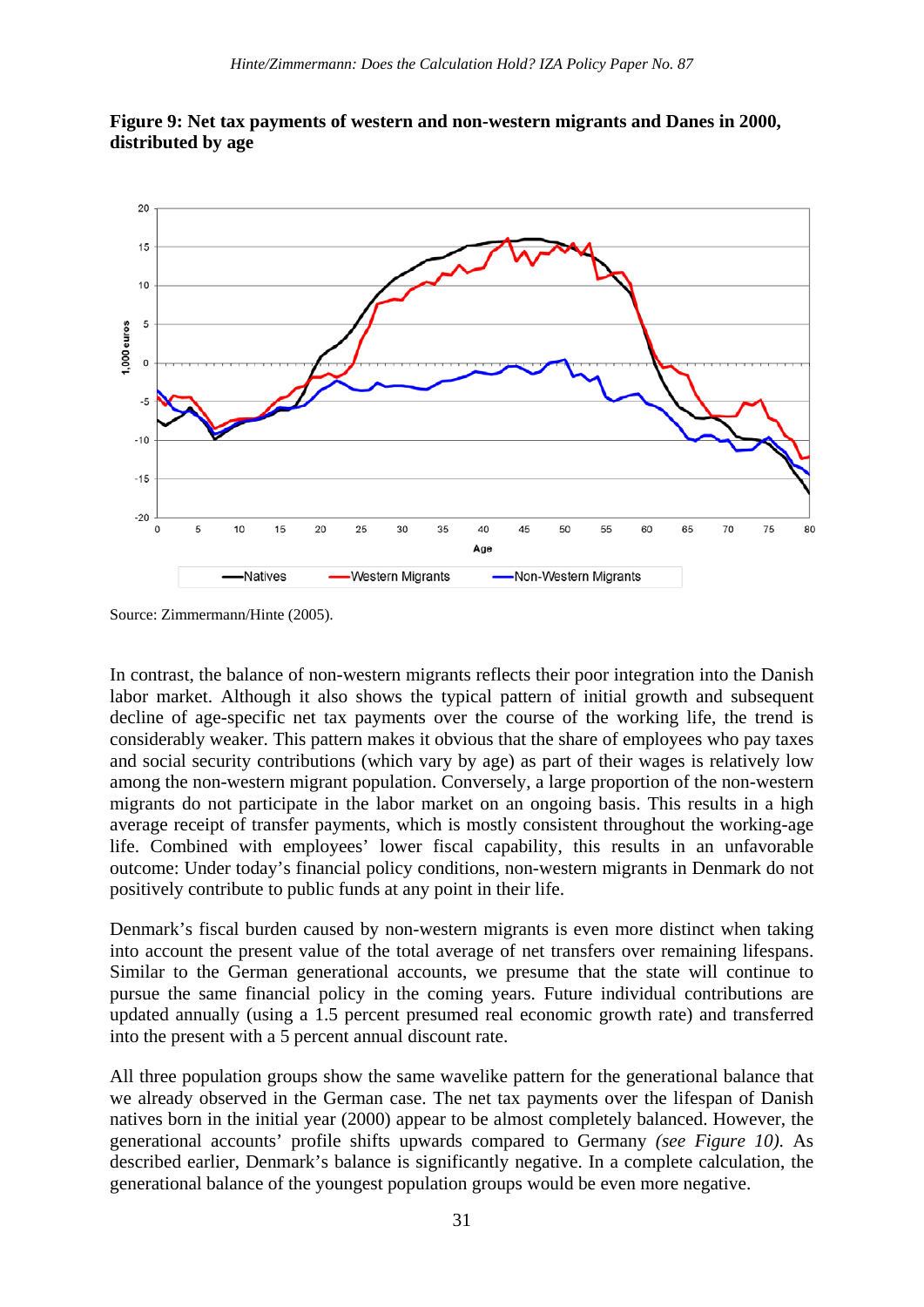**Figure 9: Net tax payments of western and non-western migrants and Danes in 2000, distributed by age**

Source: Zimmermann/Hinte (2005).

In contrast, the balance of non-western migrants reflects their poor integration into the Danish labor market. Although it also shows the typical pattern of initial growth and subsequent decline of age-specific net tax payments over the course of the working life, the trend is considerably weaker. This pattern makes it obvious that the share of employees who pay taxes and social security contributions (which vary by age) as part of their wages is relatively low among the non-western migrant population. Conversely, a large proportion of the non-western migrants do not participate in the labor market on an ongoing basis. This results in a high average receipt of transfer payments, which is mostly consistent throughout the working-age life. Combined with employees' lower fiscal capability, this results in an unfavorable outcome: Under today's financial policy conditions, non-western migrants in Denmark do not positively contribute to public funds at any point in their life.

Denmark's fiscal burden caused by non-western migrants is even more distinct when taking into account the present value of the total average of net transfers over remaining lifespans. Similar to the German generational accounts, we presume that the state will continue to pursue the same financial policy in the coming years. Future individual contributions are updated annually (using a 1.5 percent presumed real economic growth rate) and transferred into the present with a 5 percent annual discount rate.

All three population groups show the same wavelike pattern for the generational balance that we already observed in the German case. The net tax payments over the lifespan of Danish natives born in the initial year (2000) appear to be almost completely balanced. However, the generational accounts' profile shifts upwards compared to Germany *(see Figure 10)*. As described earlier, Denmark's balance is significantly negative. In a complete calculation, the generational balance of the youngest population groups would be even more negative.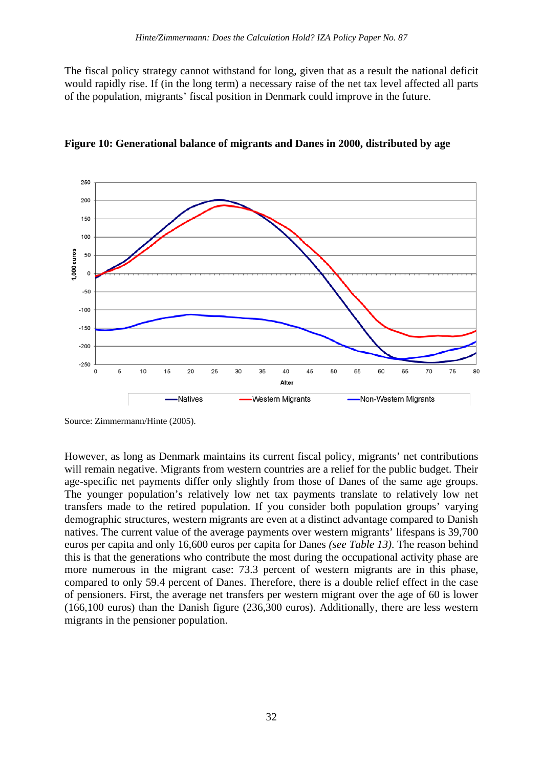The fiscal policy strategy cannot withstand for long, given that as a result the national deficit would rapidly rise. If (in the long term) a necessary raise of the net tax level affected all parts of the population, migrants' fiscal position in Denmark could improve in the future.

**Figure 10: Generational balance of migrants and Danes in 2000, distributed by age**

Source: Zimmermann/Hinte (2005).

However, as long as Denmark maintains its current fiscal policy, migrants' net contributions will remain negative. Migrants from western countries are a relief for the public budget. Their age-specific net payments differ only slightly from those of Danes of the same age groups. The younger population's relatively low net tax payments translate to relatively low net transfers made to the retired population. If you consider both population groups' varying demographic structures, western migrants are even at a distinct advantage compared to Danish natives. The current value of the average payments over western migrants' lifespans is 39,700 euros per capita and only 16,600 euros per capita for Danes *(see Table 13)*. The reason behind this is that the generations who contribute the most during the occupational activity phase are more numerous in the migrant case: 73.3 percent of western migrants are in this phase, compared to only 59.4 percent of Danes. Therefore, there is a double relief effect in the case of pensioners. First, the average net transfers per western migrant over the age of 60 is lower (166,100 euros) than the Danish figure (236,300 euros). Additionally, there are less western migrants in the pensioner population.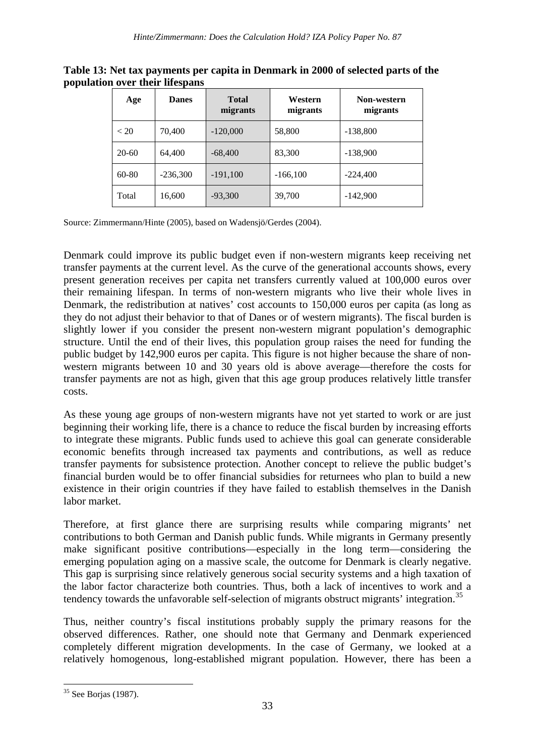**Table 13: Net tax payments per capita in Denmark in 2000 of selected parts of the population over their lifespans**

| Age | Danes | Total migrants | Western migrants | Non-western migrants |
|---|---|---|---|---|
| < 20 | 70,400 | -120,000 | 58,800 | -138,800 |
| 20-60 | 64,400 | -68,400 | 83,300 | -138,900 |
| 60-80 | -236,300 | -191,100 | -166,100 | -224,400 |
| Total | 16,600 | -93,300 | 39,700 | -142,900 |

Source: Zimmermann/Hinte (2005), based on Wadensjö/Gerdes (2004).

Denmark could improve its public budget even if non-western migrants keep receiving net transfer payments at the current level. As the curve of the generational accounts shows, every present generation receives per capita net transfers currently valued at 100,000 euros over their remaining lifespan. In terms of non-western migrants who live their whole lives in Denmark, the redistribution at natives' cost accounts to 150,000 euros per capita (as long as they do not adjust their behavior to that of Danes or of western migrants). The fiscal burden is slightly lower if you consider the present non-western migrant population's demographic structure. Until the end of their lives, this population group raises the need for funding the public budget by 142,900 euros per capita. This figure is not higher because the share of non-western migrants between 10 and 30 years old is above average—therefore the costs for transfer payments are not as high, given that this age group produces relatively little transfer costs.

As these young age groups of non-western migrants have not yet started to work or are just beginning their working life, there is a chance to reduce the fiscal burden by increasing efforts to integrate these migrants. Public funds used to achieve this goal can generate considerable economic benefits through increased tax payments and contributions, as well as reduce transfer payments for subsistence protection. Another concept to relieve the public budget's financial burden would be to offer financial subsidies for returnees who plan to build a new existence in their origin countries if they have failed to establish themselves in the Danish labor market.

Therefore, at first glance there are surprising results while comparing migrants' net contributions to both German and Danish public funds. While migrants in Germany presently make significant positive contributions—especially in the long term—considering the emerging population aging on a massive scale, the outcome for Denmark is clearly negative. This gap is surprising since relatively generous social security systems and a high taxation of the labor factor characterize both countries. Thus, both a lack of incentives to work and a tendency towards the unfavorable self-selection of migrants obstruct migrants' integration.[35]

Thus, neither country's fiscal institutions probably supply the primary reasons for the observed differences. Rather, one should note that Germany and Denmark experienced completely different migration developments. In the case of Germany, we looked at a relatively homogenous, long-established migrant population. However, there has been a

[35] See Borjas (1987).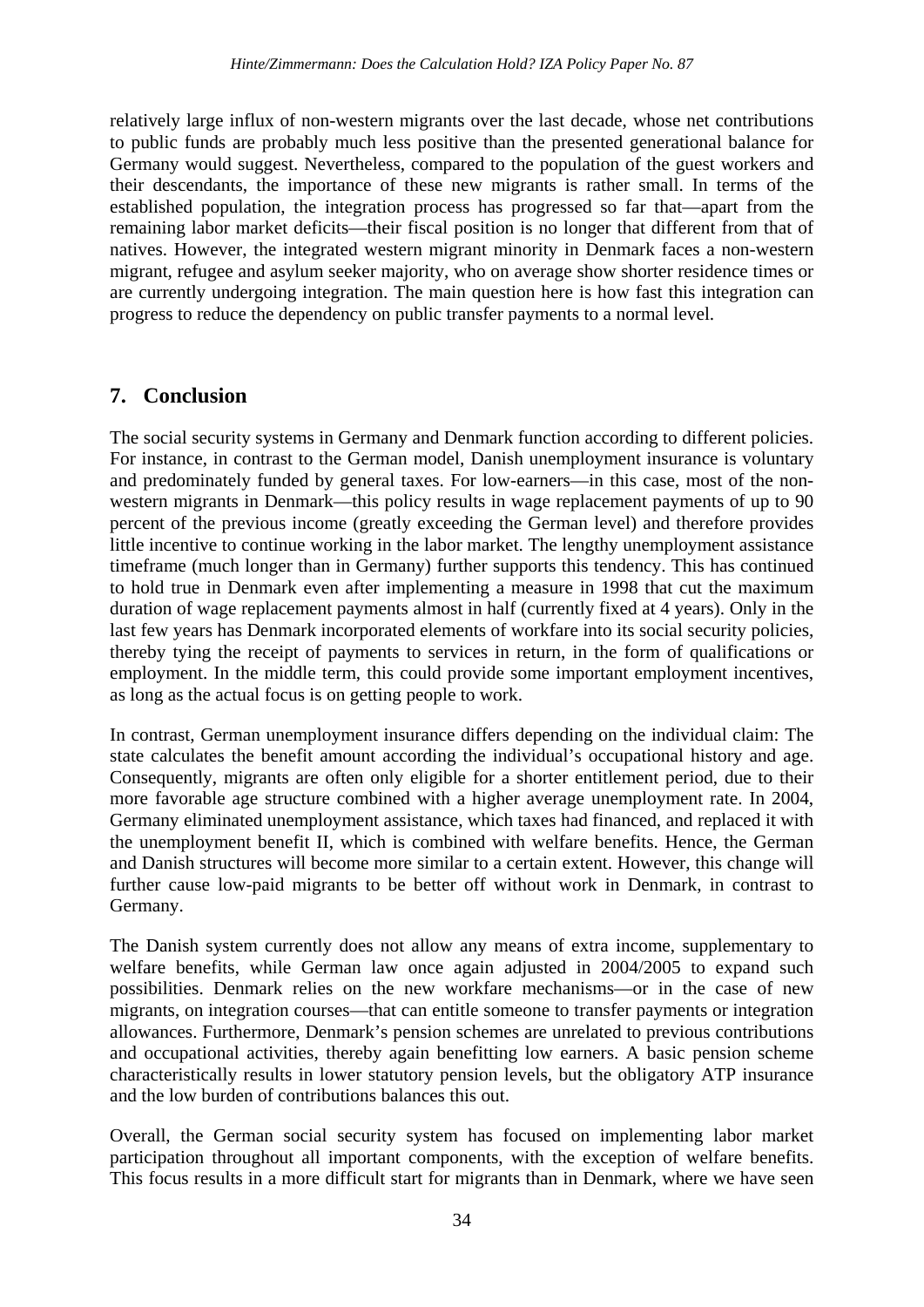relatively large influx of non-western migrants over the last decade, whose net contributions to public funds are probably much less positive than the presented generational balance for Germany would suggest. Nevertheless, compared to the population of the guest workers and their descendants, the importance of these new migrants is rather small. In terms of the established population, the integration process has progressed so far that—apart from the remaining labor market deficits—their fiscal position is no longer that different from that of natives. However, the integrated western migrant minority in Denmark faces a non-western migrant, refugee and asylum seeker majority, who on average show shorter residence times or are currently undergoing integration. The main question here is how fast this integration can progress to reduce the dependency on public transfer payments to a normal level.

## 7. Conclusion

The social security systems in Germany and Denmark function according to different policies. For instance, in contrast to the German model, Danish unemployment insurance is voluntary and predominately funded by general taxes. For low-earners—in this case, most of the non-western migrants in Denmark—this policy results in wage replacement payments of up to 90 percent of the previous income (greatly exceeding the German level) and therefore provides little incentive to continue working in the labor market. The lengthy unemployment assistance timeframe (much longer than in Germany) further supports this tendency. This has continued to hold true in Denmark even after implementing a measure in 1998 that cut the maximum duration of wage replacement payments almost in half (currently fixed at 4 years). Only in the last few years has Denmark incorporated elements of workfare into its social security policies, thereby tying the receipt of payments to services in return, in the form of qualifications or employment. In the middle term, this could provide some important employment incentives, as long as the actual focus is on getting people to work.

In contrast, German unemployment insurance differs depending on the individual claim: The state calculates the benefit amount according the individual's occupational history and age. Consequently, migrants are often only eligible for a shorter entitlement period, due to their more favorable age structure combined with a higher average unemployment rate. In 2004, Germany eliminated unemployment assistance, which taxes had financed, and replaced it with the unemployment benefit II, which is combined with welfare benefits. Hence, the German and Danish structures will become more similar to a certain extent. However, this change will further cause low-paid migrants to be better off without work in Denmark, in contrast to Germany.

The Danish system currently does not allow any means of extra income, supplementary to welfare benefits, while German law once again adjusted in 2004/2005 to expand such possibilities. Denmark relies on the new workfare mechanisms—or in the case of new migrants, on integration courses—that can entitle someone to transfer payments or integration allowances. Furthermore, Denmark's pension schemes are unrelated to previous contributions and occupational activities, thereby again benefitting low earners. A basic pension scheme characteristically results in lower statutory pension levels, but the obligatory ATP insurance and the low burden of contributions balances this out.

Overall, the German social security system has focused on implementing labor market participation throughout all important components, with the exception of welfare benefits. This focus results in a more difficult start for migrants than in Denmark, where we have seen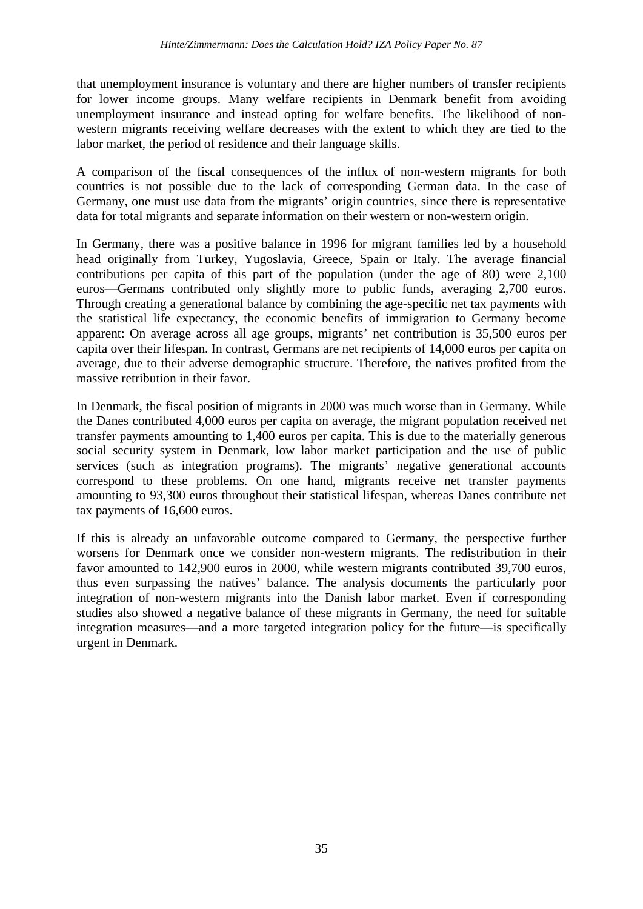that unemployment insurance is voluntary and there are higher numbers of transfer recipients for lower income groups. Many welfare recipients in Denmark benefit from avoiding unemployment insurance and instead opting for welfare benefits. The likelihood of non-western migrants receiving welfare decreases with the extent to which they are tied to the labor market, the period of residence and their language skills.

A comparison of the fiscal consequences of the influx of non-western migrants for both countries is not possible due to the lack of corresponding German data. In the case of Germany, one must use data from the migrants' origin countries, since there is representative data for total migrants and separate information on their western or non-western origin.

In Germany, there was a positive balance in 1996 for migrant families led by a household head originally from Turkey, Yugoslavia, Greece, Spain or Italy. The average financial contributions per capita of this part of the population (under the age of 80) were 2,100 euros—Germans contributed only slightly more to public funds, averaging 2,700 euros. Through creating a generational balance by combining the age-specific net tax payments with the statistical life expectancy, the economic benefits of immigration to Germany become apparent: On average across all age groups, migrants' net contribution is 35,500 euros per capita over their lifespan. In contrast, Germans are net recipients of 14,000 euros per capita on average, due to their adverse demographic structure. Therefore, the natives profited from the massive retribution in their favor.

In Denmark, the fiscal position of migrants in 2000 was much worse than in Germany. While the Danes contributed 4,000 euros per capita on average, the migrant population received net transfer payments amounting to 1,400 euros per capita. This is due to the materially generous social security system in Denmark, low labor market participation and the use of public services (such as integration programs). The migrants' negative generational accounts correspond to these problems. On one hand, migrants receive net transfer payments amounting to 93,300 euros throughout their statistical lifespan, whereas Danes contribute net tax payments of 16,600 euros.

If this is already an unfavorable outcome compared to Germany, the perspective further worsens for Denmark once we consider non-western migrants. The redistribution in their favor amounted to 142,900 euros in 2000, while western migrants contributed 39,700 euros, thus even surpassing the natives' balance. The analysis documents the particularly poor integration of non-western migrants into the Danish labor market. Even if corresponding studies also showed a negative balance of these migrants in Germany, the need for suitable integration measures—and a more targeted integration policy for the future—is specifically urgent in Denmark.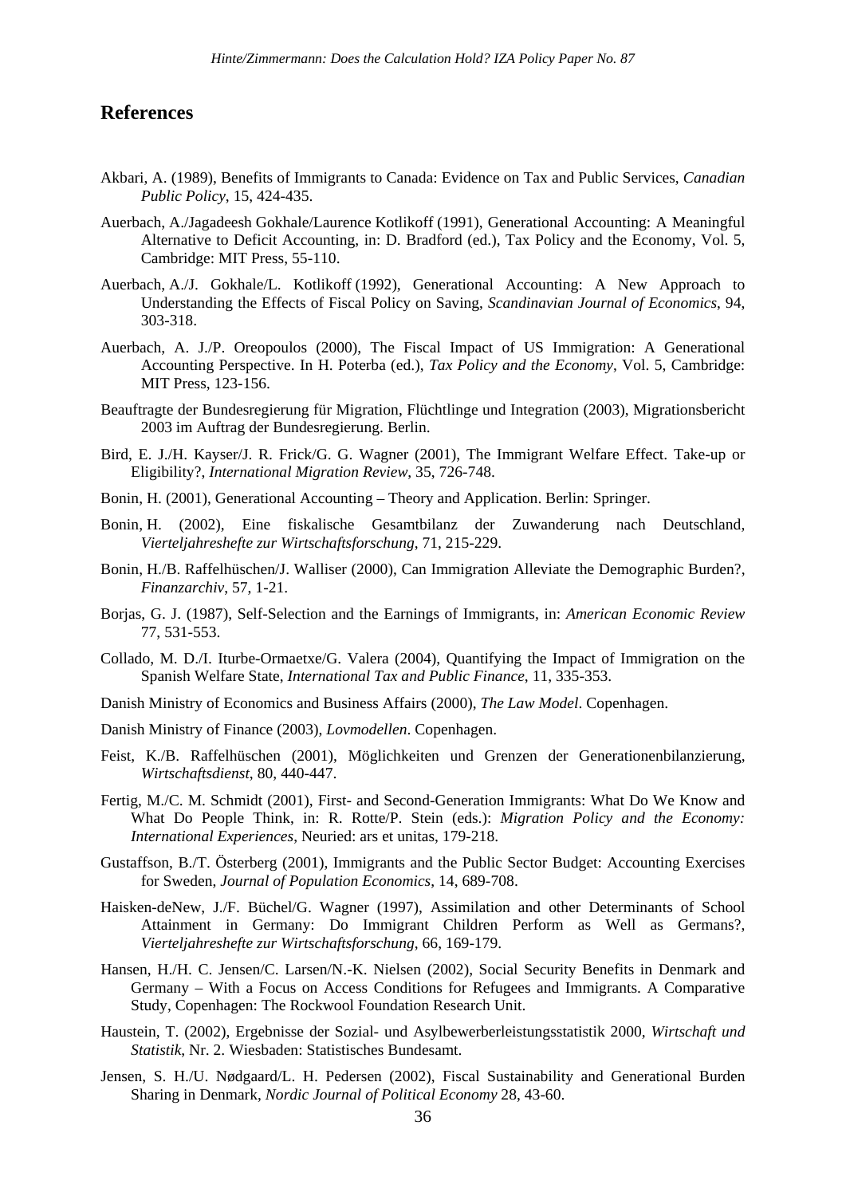## References

Akbari, A. (1989), Benefits of Immigrants to Canada: Evidence on Tax and Public Services, *Canadian Public Policy*, 15, 424-435.

Auerbach, A./Jagadeesh Gokhale/Laurence Kotlikoff (1991), Generational Accounting: A Meaningful Alternative to Deficit Accounting, in: D. Bradford (ed.), Tax Policy and the Economy, Vol. 5, Cambridge: MIT Press, 55-110.

Auerbach, A./J. Gokhale/L. Kotlikoff (1992), Generational Accounting: A New Approach to Understanding the Effects of Fiscal Policy on Saving, *Scandinavian Journal of Economics*, 94, 303-318.

Auerbach, A. J./P. Oreopoulos (2000), The Fiscal Impact of US Immigration: A Generational Accounting Perspective. In H. Poterba (ed.), *Tax Policy and the Economy*, Vol. 5, Cambridge: MIT Press, 123-156.

Beauftragte der Bundesregierung für Migration, Flüchtlinge und Integration (2003), Migrationsbericht 2003 im Auftrag der Bundesregierung. Berlin.

Bird, E. J./H. Kayser/J. R. Frick/G. G. Wagner (2001), The Immigrant Welfare Effect. Take-up or Eligibility?, *International Migration Review*, 35, 726-748.

Bonin, H. (2001), Generational Accounting – Theory and Application. Berlin: Springer.

Bonin, H. (2002), Eine fiskalische Gesamtbilanz der Zuwanderung nach Deutschland, *Vierteljahreshefte zur Wirtschaftsforschung*, 71, 215-229.

Bonin, H./B. Raffelhüschen/J. Walliser (2000), Can Immigration Alleviate the Demographic Burden?, *Finanzarchiv*, 57, 1-21.

Borjas, G. J. (1987), Self-Selection and the Earnings of Immigrants, in: *American Economic Review* 77, 531-553.

Collado, M. D./I. Iturbe-Ormaetxe/G. Valera (2004), Quantifying the Impact of Immigration on the Spanish Welfare State, *International Tax and Public Finance*, 11, 335-353.

Danish Ministry of Economics and Business Affairs (2000), *The Law Model*. Copenhagen.

Danish Ministry of Finance (2003), *Lovmodellen*. Copenhagen.

Feist, K./B. Raffelhüschen (2001), Möglichkeiten und Grenzen der Generationenbilanzierung, *Wirtschaftsdienst*, 80, 440-447.

Fertig, M./C. M. Schmidt (2001), First- and Second-Generation Immigrants: What Do We Know and What Do People Think, in: R. Rotte/P. Stein (eds.): *Migration Policy and the Economy: International Experiences*, Neuried: ars et unitas, 179-218.

Gustaffson, B./T. Österberg (2001), Immigrants and the Public Sector Budget: Accounting Exercises for Sweden, *Journal of Population Economics*, 14, 689-708.

Haisken-deNew, J./F. Büchel/G. Wagner (1997), Assimilation and other Determinants of School Attainment in Germany: Do Immigrant Children Perform as Well as Germans?, *Vierteljahreshefte zur Wirtschaftsforschung*, 66, 169-179.

Hansen, H./H. C. Jensen/C. Larsen/N.-K. Nielsen (2002), Social Security Benefits in Denmark and Germany – With a Focus on Access Conditions for Refugees and Immigrants. A Comparative Study, Copenhagen: The Rockwool Foundation Research Unit.

Haustein, T. (2002), Ergebnisse der Sozial- und Asylbewerberleistungsstatistik 2000, *Wirtschaft und Statistik*, Nr. 2. Wiesbaden: Statistisches Bundesamt.

Jensen, S. H./U. Nødgaard/L. H. Pedersen (2002), Fiscal Sustainability and Generational Burden Sharing in Denmark, *Nordic Journal of Political Economy* 28, 43-60.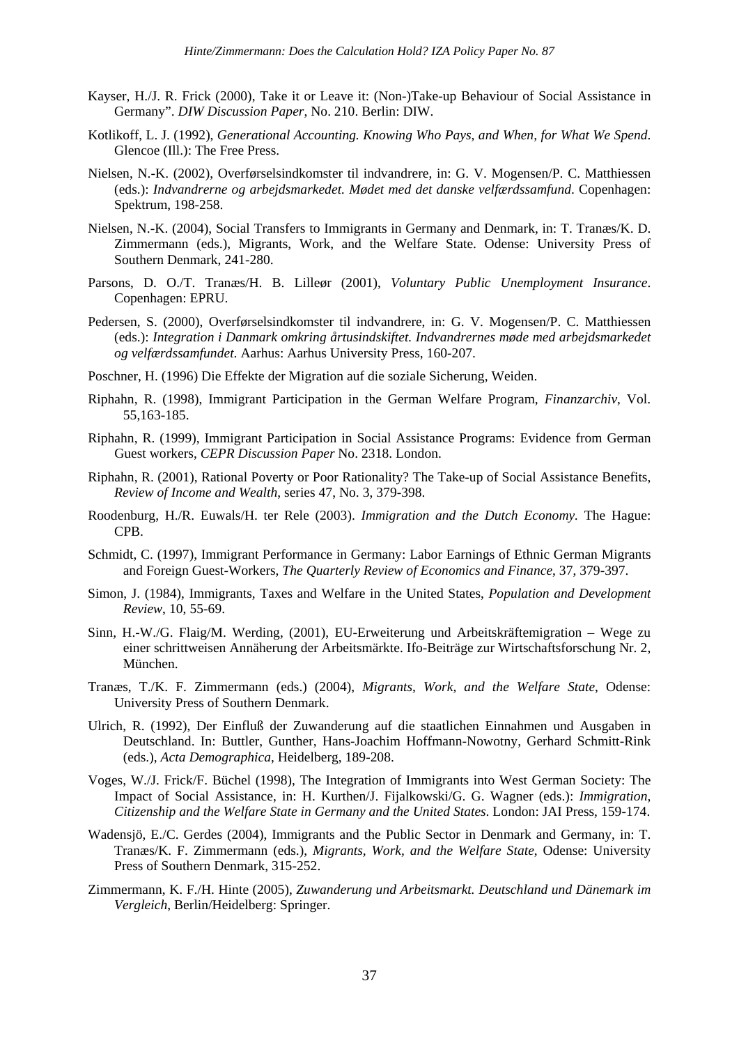Kayser, H./J. R. Frick (2000), Take it or Leave it: (Non-)Take-up Behaviour of Social Assistance in Germany". *DIW Discussion Paper*, No. 210. Berlin: DIW.

Kotlikoff, L. J. (1992), *Generational Accounting. Knowing Who Pays, and When, for What We Spend*. Glencoe (Ill.): The Free Press.

Nielsen, N.-K. (2002), Overførselsindkomster til indvandrere, in: G. V. Mogensen/P. C. Matthiessen (eds.): *Indvandrerne og arbejdsmarkedet. Mødet med det danske velfærdssamfund*. Copenhagen: Spektrum, 198-258.

Nielsen, N.-K. (2004), Social Transfers to Immigrants in Germany and Denmark, in: T. Tranæs/K. D. Zimmermann (eds.), Migrants, Work, and the Welfare State. Odense: University Press of Southern Denmark, 241-280.

Parsons, D. O./T. Tranæs/H. B. Lilleør (2001), *Voluntary Public Unemployment Insurance*. Copenhagen: EPRU.

Pedersen, S. (2000), Overførselsindkomster til indvandrere, in: G. V. Mogensen/P. C. Matthiessen (eds.): *Integration i Danmark omkring årtusindskiftet. Indvandrernes møde med arbejdsmarkedet og velfærdssamfundet*. Aarhus: Aarhus University Press, 160-207.

Poschner, H. (1996) Die Effekte der Migration auf die soziale Sicherung, Weiden.

Riphahn, R. (1998), Immigrant Participation in the German Welfare Program, *Finanzarchiv*, Vol. 55,163-185.

Riphahn, R. (1999), Immigrant Participation in Social Assistance Programs: Evidence from German Guest workers, *CEPR Discussion Paper* No. 2318. London.

Riphahn, R. (2001), Rational Poverty or Poor Rationality? The Take-up of Social Assistance Benefits, *Review of Income and Wealth*, series 47, No. 3, 379-398.

Roodenburg, H./R. Euwals/H. ter Rele (2003). *Immigration and the Dutch Economy*. The Hague: CPB.

Schmidt, C. (1997), Immigrant Performance in Germany: Labor Earnings of Ethnic German Migrants and Foreign Guest-Workers, *The Quarterly Review of Economics and Finance*, 37, 379-397.

Simon, J. (1984), Immigrants, Taxes and Welfare in the United States, *Population and Development Review*, 10, 55-69.

Sinn, H.-W./G. Flaig/M. Werding, (2001), EU-Erweiterung und Arbeitskräftemigration – Wege zu einer schrittweisen Annäherung der Arbeitsmärkte. Ifo-Beiträge zur Wirtschaftsforschung Nr. 2, München.

Tranæs, T./K. F. Zimmermann (eds.) (2004), *Migrants, Work, and the Welfare State*, Odense: University Press of Southern Denmark.

Ulrich, R. (1992), Der Einfluß der Zuwanderung auf die staatlichen Einnahmen und Ausgaben in Deutschland. In: Buttler, Gunther, Hans-Joachim Hoffmann-Nowotny, Gerhard Schmitt-Rink (eds.), *Acta Demographica*, Heidelberg, 189-208.

Voges, W./J. Frick/F. Büchel (1998), The Integration of Immigrants into West German Society: The Impact of Social Assistance, in: H. Kurthen/J. Fijalkowski/G. G. Wagner (eds.): *Immigration, Citizenship and the Welfare State in Germany and the United States*. London: JAI Press, 159-174.

Wadensjö, E./C. Gerdes (2004), Immigrants and the Public Sector in Denmark and Germany, in: T. Tranæs/K. F. Zimmermann (eds.), *Migrants, Work, and the Welfare State*, Odense: University Press of Southern Denmark, 315-252.

Zimmermann, K. F./H. Hinte (2005), *Zuwanderung und Arbeitsmarkt. Deutschland und Dänemark im Vergleich*, Berlin/Heidelberg: Springer.